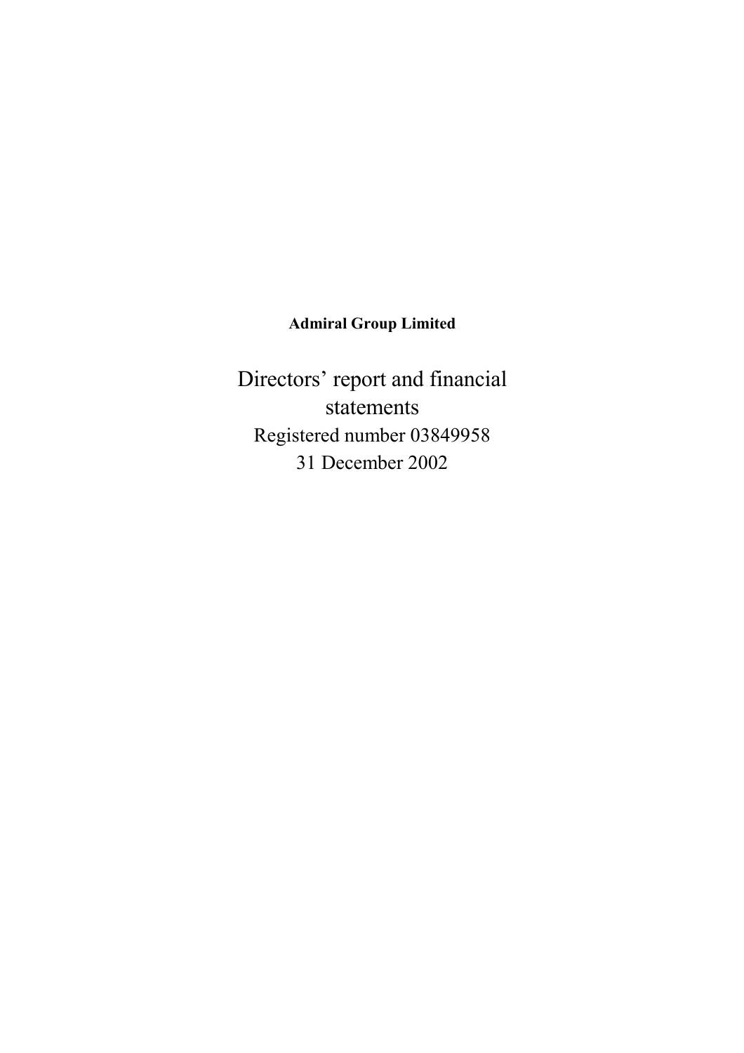**Admiral Group Limited**

# Directors' report and financial statements

Registered number 03849958

31 December 2002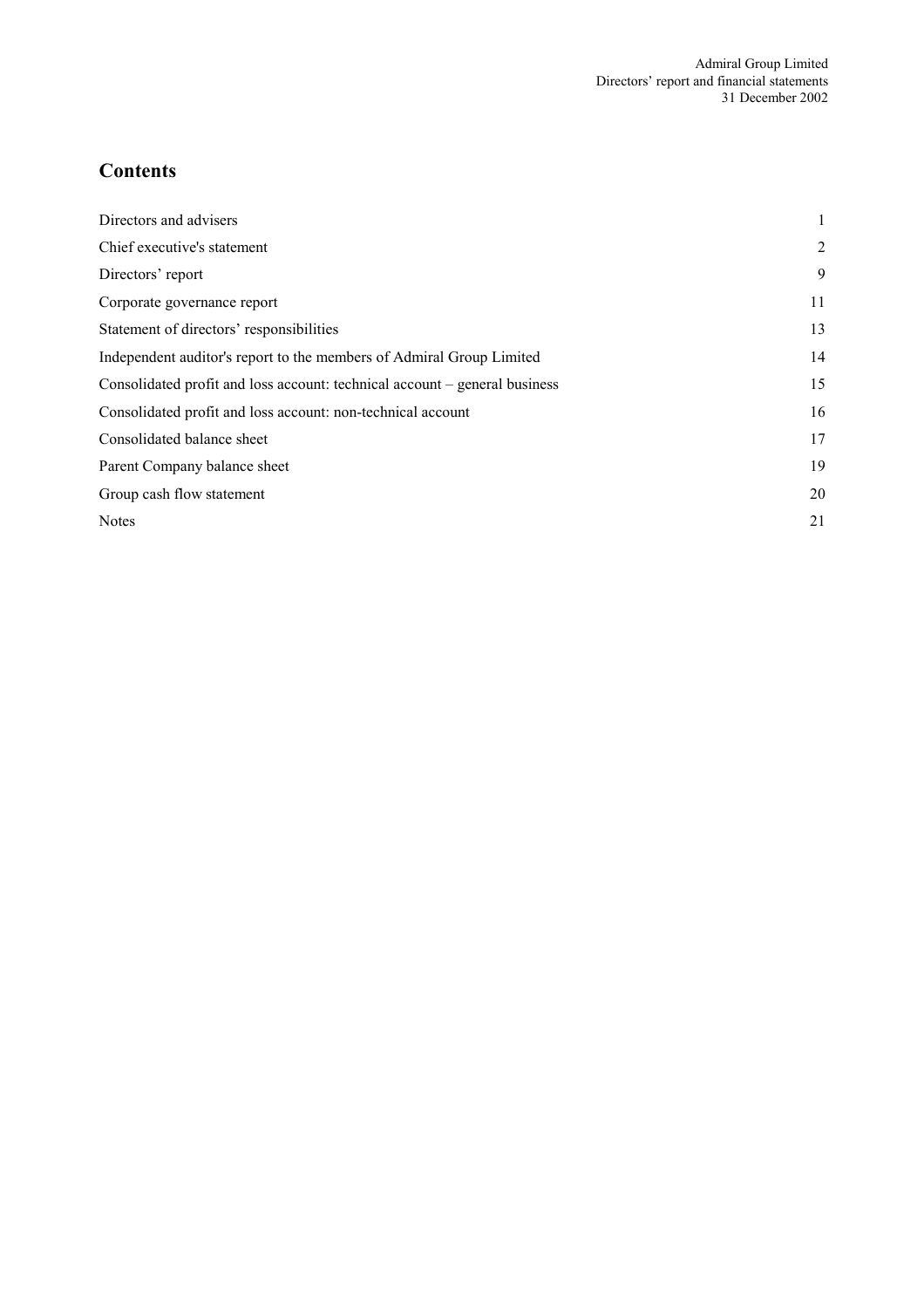## Contents

| | |
|---|---|
| Directors and advisers | 1 |
| Chief executive's statement | 2 |
| Directors' report | 9 |
| Corporate governance report | 11 |
| Statement of directors' responsibilities | 13 |
| Independent auditor's report to the members of Admiral Group Limited | 14 |
| Consolidated profit and loss account: technical account – general business | 15 |
| Consolidated profit and loss account: non-technical account | 16 |
| Consolidated balance sheet | 17 |
| Parent Company balance sheet | 19 |
| Group cash flow statement | 20 |
| Notes | 21 |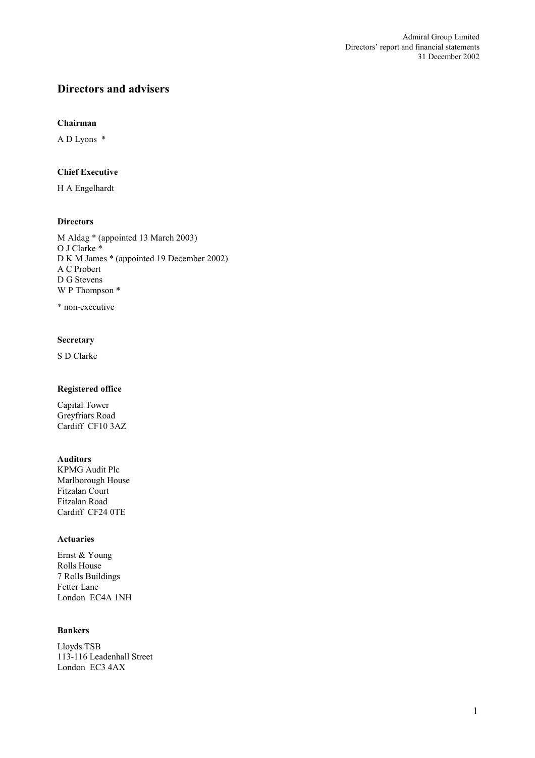## Directors and advisers

**Chairman**

A D Lyons *

**Chief Executive**

H A Engelhardt

**Directors**

M Aldag * (appointed 13 March 2003)
O J Clarke *
D K M James * (appointed 19 December 2002)
A C Probert
D G Stevens
W P Thompson *

* non-executive

**Secretary**

S D Clarke

**Registered office**

Capital Tower
Greyfriars Road
Cardiff CF10 3AZ

**Auditors**

KPMG Audit Plc
Marlborough House
Fitzalan Court
Fitzalan Road
Cardiff CF24 0TE

**Actuaries**

Ernst & Young
Rolls House
7 Rolls Buildings
Fetter Lane
London EC4A 1NH

**Bankers**

Lloyds TSB
113-116 Leadenhall Street
London EC3 4AX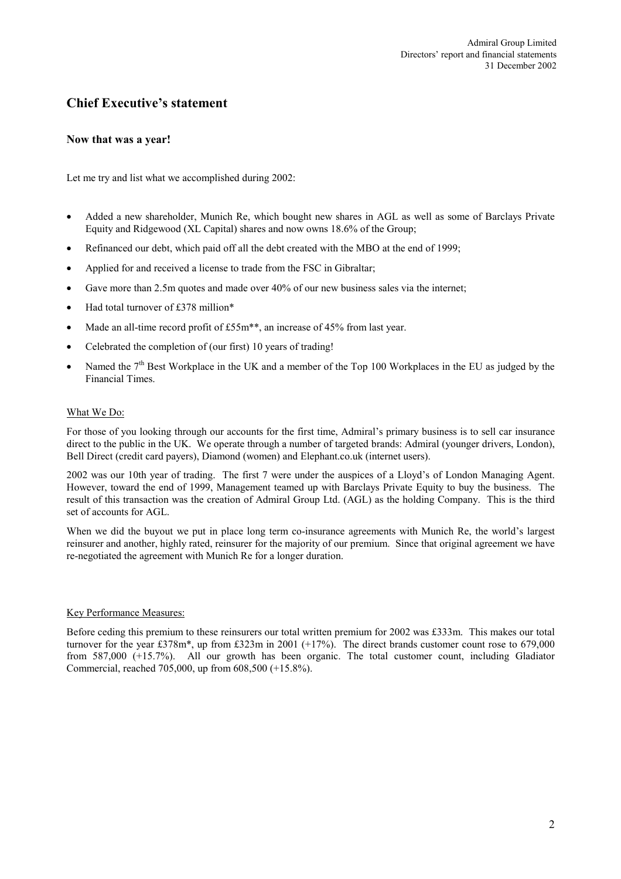# Chief Executive's statement

## Now that was a year!

Let me try and list what we accomplished during 2002:

- Added a new shareholder, Munich Re, which bought new shares in AGL as well as some of Barclays Private Equity and Ridgewood (XL Capital) shares and now owns 18.6% of the Group;
- Refinanced our debt, which paid off all the debt created with the MBO at the end of 1999;
- Applied for and received a license to trade from the FSC in Gibraltar;
- Gave more than 2.5m quotes and made over 40% of our new business sales via the internet;
- Had total turnover of £378 million*
- Made an all-time record profit of £55m**, an increase of 45% from last year.
- Celebrated the completion of (our first) 10 years of trading!
- Named the 7th Best Workplace in the UK and a member of the Top 100 Workplaces in the EU as judged by the Financial Times.

### What We Do:

For those of you looking through our accounts for the first time, Admiral's primary business is to sell car insurance direct to the public in the UK. We operate through a number of targeted brands: Admiral (younger drivers, London), Bell Direct (credit card payers), Diamond (women) and Elephant.co.uk (internet users).

2002 was our 10th year of trading. The first 7 were under the auspices of a Lloyd's of London Managing Agent. However, toward the end of 1999, Management teamed up with Barclays Private Equity to buy the business. The result of this transaction was the creation of Admiral Group Ltd. (AGL) as the holding Company. This is the third set of accounts for AGL.

When we did the buyout we put in place long term co-insurance agreements with Munich Re, the world's largest reinsurer and another, highly rated, reinsurer for the majority of our premium. Since that original agreement we have re-negotiated the agreement with Munich Re for a longer duration.

### Key Performance Measures:

Before ceding this premium to these reinsurers our total written premium for 2002 was £333m. This makes our total turnover for the year £378m*, up from £323m in 2001 (+17%). The direct brands customer count rose to 679,000 from 587,000 (+15.7%). All our growth has been organic. The total customer count, including Gladiator Commercial, reached 705,000, up from 608,500 (+15.8%).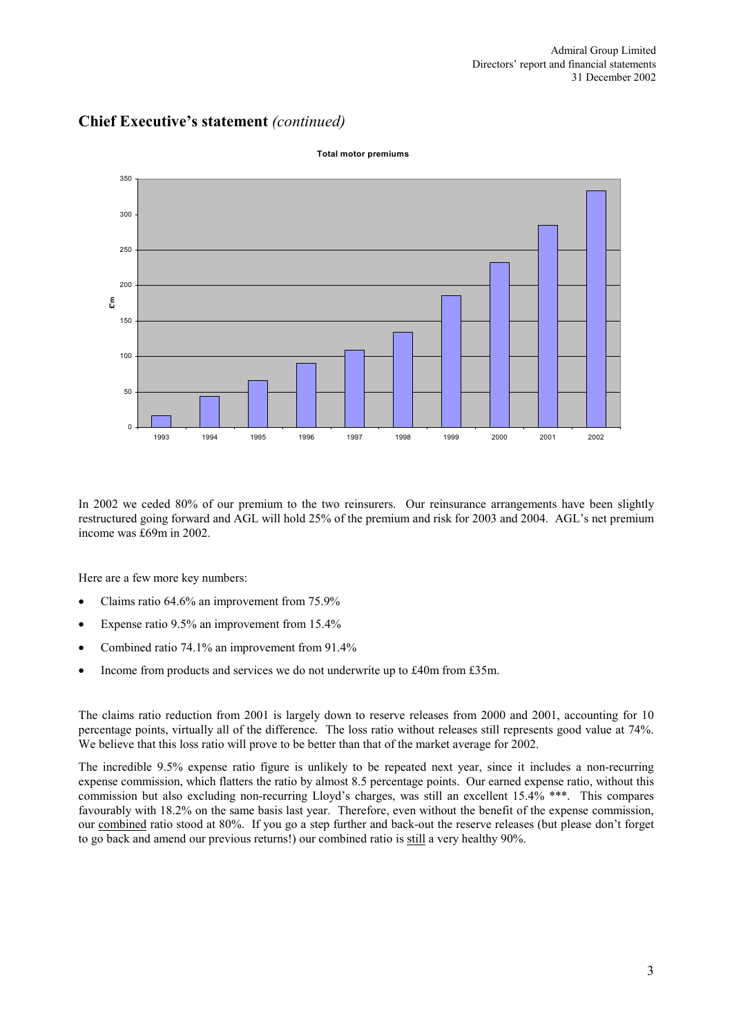## Chief Executive's statement *(continued)*

**Total motor premiums**

In 2002 we ceded 80% of our premium to the two reinsurers. Our reinsurance arrangements have been slightly restructured going forward and AGL will hold 25% of the premium and risk for 2003 and 2004. AGL's net premium income was £69m in 2002.

Here are a few more key numbers:

- Claims ratio 64.6% an improvement from 75.9%
- Expense ratio 9.5% an improvement from 15.4%
- Combined ratio 74.1% an improvement from 91.4%
- Income from products and services we do not underwrite up to £40m from £35m.

The claims ratio reduction from 2001 is largely down to reserve releases from 2000 and 2001, accounting for 10 percentage points, virtually all of the difference. The loss ratio without releases still represents good value at 74%. We believe that this loss ratio will prove to be better than that of the market average for 2002.

The incredible 9.5% expense ratio figure is unlikely to be repeated next year, since it includes a non-recurring expense commission, which flatters the ratio by almost 8.5 percentage points. Our earned expense ratio, without this commission but also excluding non-recurring Lloyd's charges, was still an excellent 15.4% ***. This compares favourably with 18.2% on the same basis last year. Therefore, even without the benefit of the expense commission, our combined ratio stood at 80%. If you go a step further and back-out the reserve releases (but please don't forget to go back and amend our previous returns!) our combined ratio is still a very healthy 90%.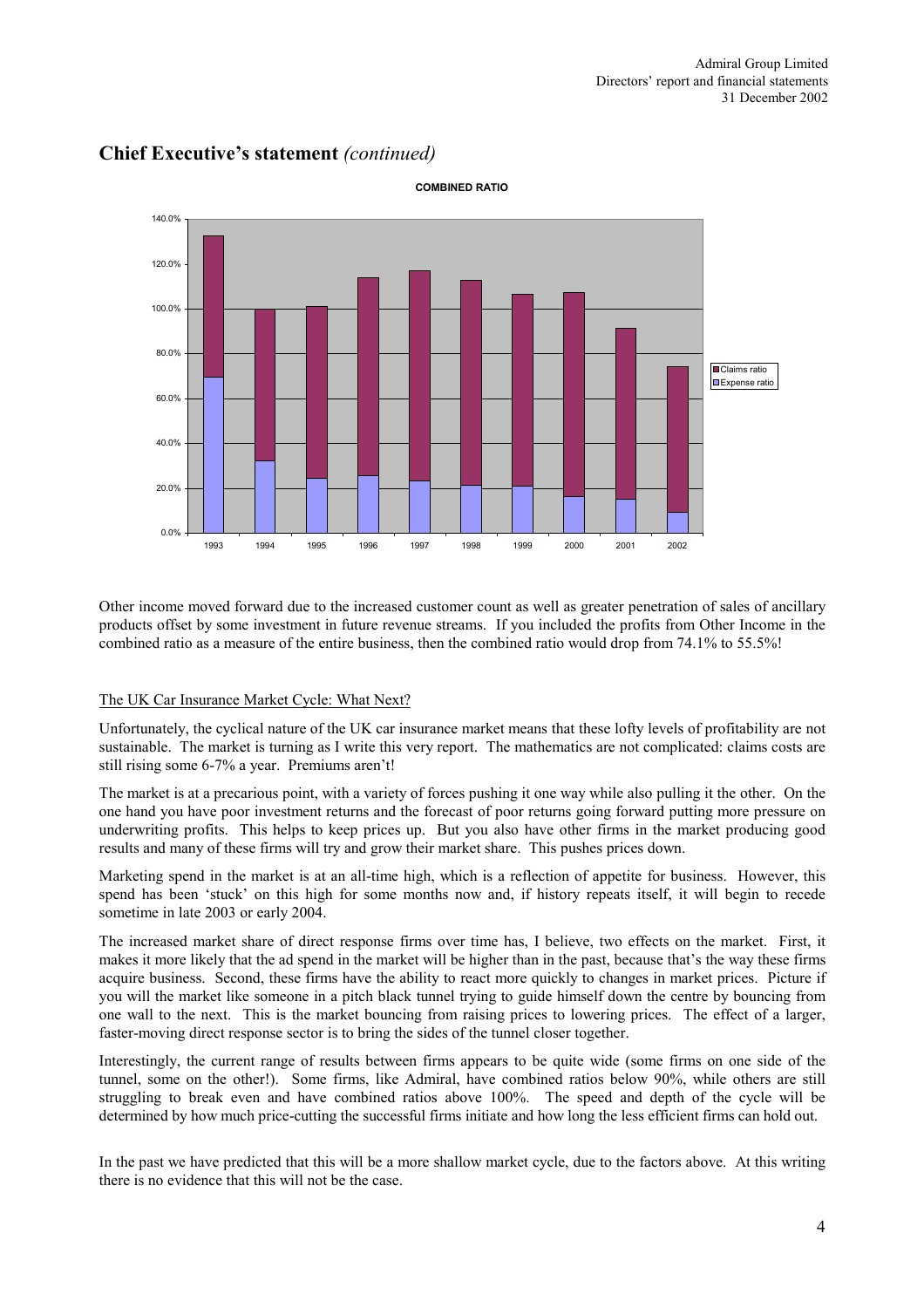## Chief Executive's statement *(continued)*

**COMBINED RATIO**

Other income moved forward due to the increased customer count as well as greater penetration of sales of ancillary products offset by some investment in future revenue streams. If you included the profits from Other Income in the combined ratio as a measure of the entire business, then the combined ratio would drop from 74.1% to 55.5%!

The UK Car Insurance Market Cycle: What Next?

Unfortunately, the cyclical nature of the UK car insurance market means that these lofty levels of profitability are not sustainable. The market is turning as I write this very report. The mathematics are not complicated: claims costs are still rising some 6-7% a year. Premiums aren't!

The market is at a precarious point, with a variety of forces pushing it one way while also pulling it the other. On the one hand you have poor investment returns and the forecast of poor returns going forward putting more pressure on underwriting profits. This helps to keep prices up. But you also have other firms in the market producing good results and many of these firms will try and grow their market share. This pushes prices down.

Marketing spend in the market is at an all-time high, which is a reflection of appetite for business. However, this spend has been 'stuck' on this high for some months now and, if history repeats itself, it will begin to recede sometime in late 2003 or early 2004.

The increased market share of direct response firms over time has, I believe, two effects on the market. First, it makes it more likely that the ad spend in the market will be higher than in the past, because that's the way these firms acquire business. Second, these firms have the ability to react more quickly to changes in market prices. Picture if you will the market like someone in a pitch black tunnel trying to guide himself down the centre by bouncing from one wall to the next. This is the market bouncing from raising prices to lowering prices. The effect of a larger, faster-moving direct response sector is to bring the sides of the tunnel closer together.

Interestingly, the current range of results between firms appears to be quite wide (some firms on one side of the tunnel, some on the other!). Some firms, like Admiral, have combined ratios below 90%, while others are still struggling to break even and have combined ratios above 100%. The speed and depth of the cycle will be determined by how much price-cutting the successful firms initiate and how long the less efficient firms can hold out.

In the past we have predicted that this will be a more shallow market cycle, due to the factors above. At this writing there is no evidence that this will not be the case.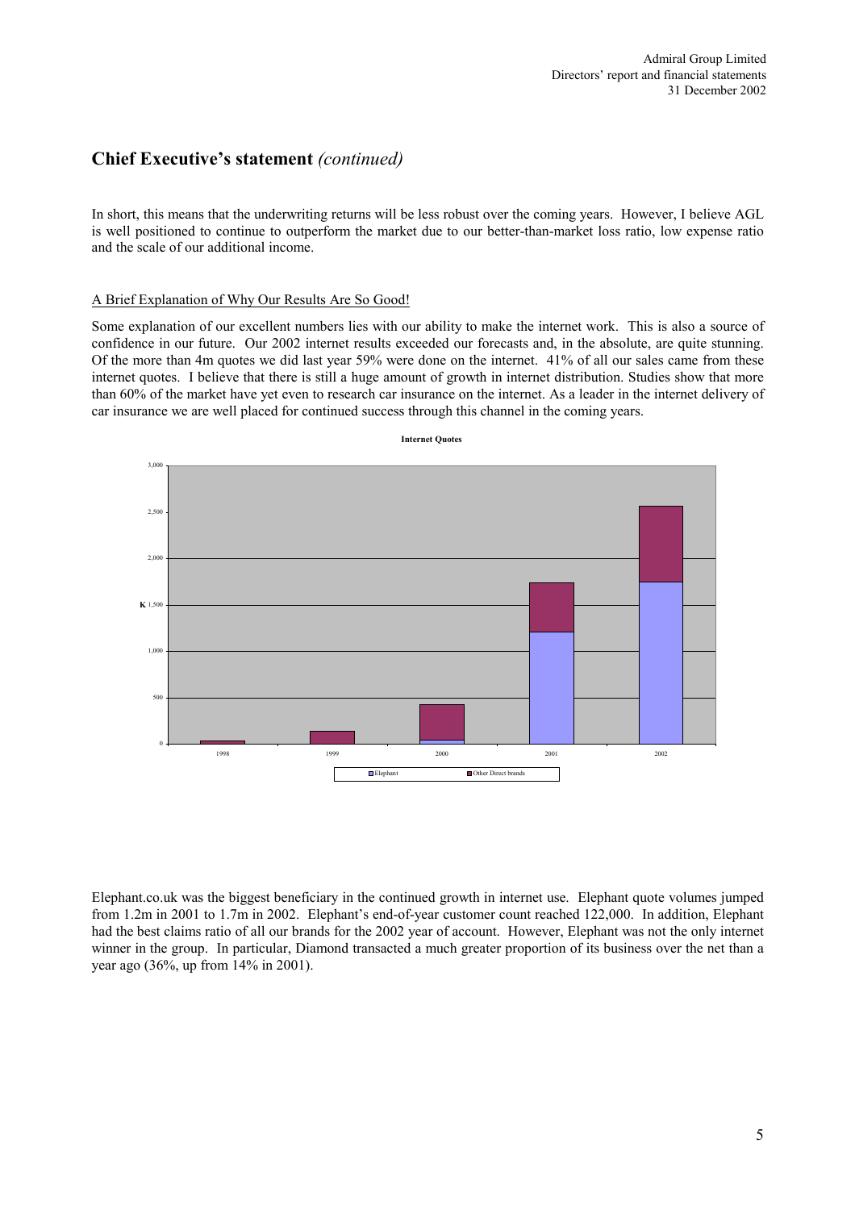## Chief Executive's statement *(continued)*

In short, this means that the underwriting returns will be less robust over the coming years. However, I believe AGL is well positioned to continue to outperform the market due to our better-than-market loss ratio, low expense ratio and the scale of our additional income.

### A Brief Explanation of Why Our Results Are So Good!

Some explanation of our excellent numbers lies with our ability to make the internet work. This is also a source of confidence in our future. Our 2002 internet results exceeded our forecasts and, in the absolute, are quite stunning. Of the more than 4m quotes we did last year 59% were done on the internet. 41% of all our sales came from these internet quotes. I believe that there is still a huge amount of growth in internet distribution. Studies show that more than 60% of the market have yet even to research car insurance on the internet. As a leader in the internet delivery of car insurance we are well placed for continued success through this channel in the coming years.

**Internet Quotes**

Elephant.co.uk was the biggest beneficiary in the continued growth in internet use. Elephant quote volumes jumped from 1.2m in 2001 to 1.7m in 2002. Elephant's end-of-year customer count reached 122,000. In addition, Elephant had the best claims ratio of all our brands for the 2002 year of account. However, Elephant was not the only internet winner in the group. In particular, Diamond transacted a much greater proportion of its business over the net than a year ago (36%, up from 14% in 2001).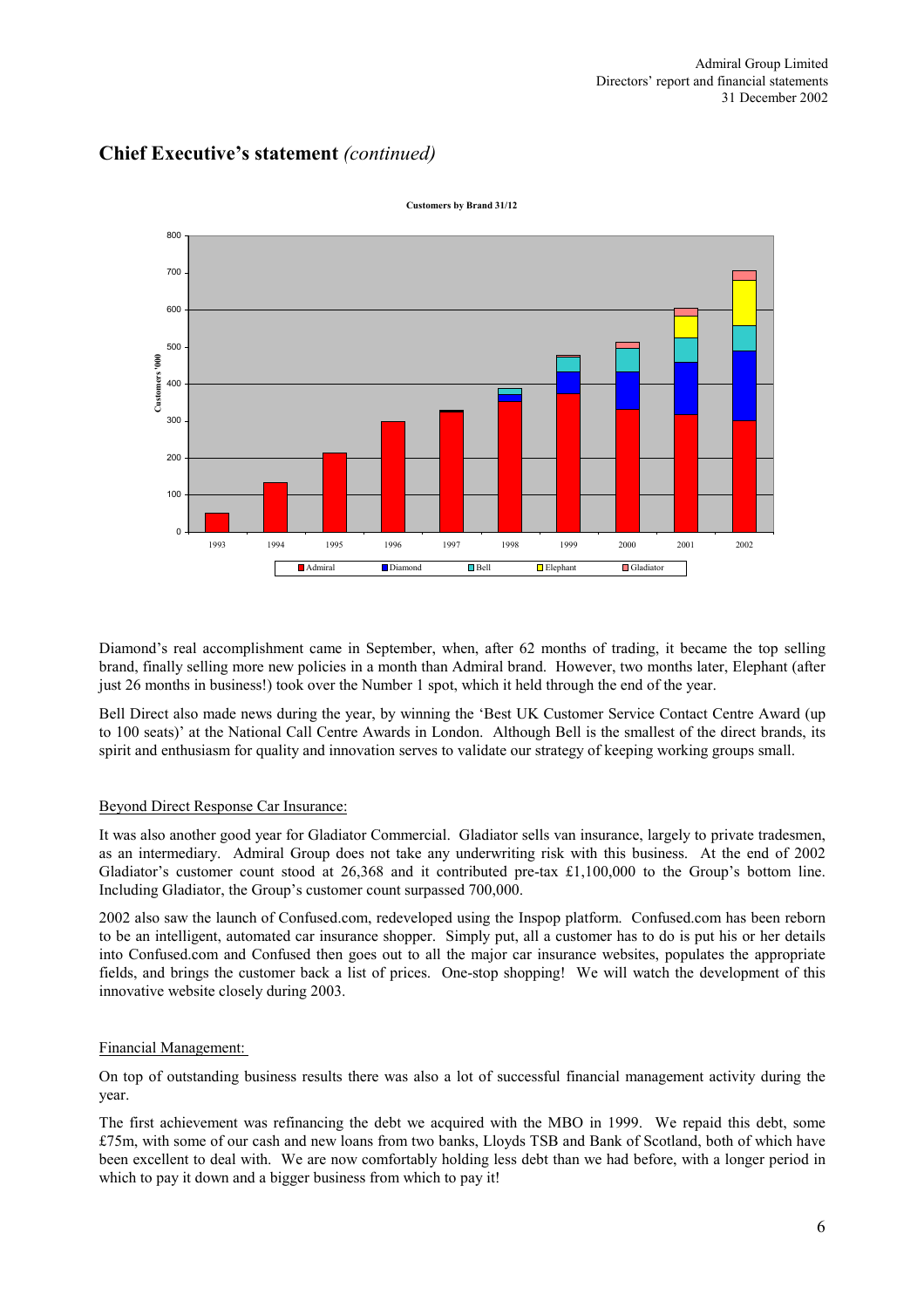## Chief Executive's statement *(continued)*

**Customers by Brand 31/12**

Diamond's real accomplishment came in September, when, after 62 months of trading, it became the top selling brand, finally selling more new policies in a month than Admiral brand. However, two months later, Elephant (after just 26 months in business!) took over the Number 1 spot, which it held through the end of the year.

Bell Direct also made news during the year, by winning the 'Best UK Customer Service Contact Centre Award (up to 100 seats)' at the National Call Centre Awards in London. Although Bell is the smallest of the direct brands, its spirit and enthusiasm for quality and innovation serves to validate our strategy of keeping working groups small.

Beyond Direct Response Car Insurance:

It was also another good year for Gladiator Commercial. Gladiator sells van insurance, largely to private tradesmen, as an intermediary. Admiral Group does not take any underwriting risk with this business. At the end of 2002 Gladiator's customer count stood at 26,368 and it contributed pre-tax £1,100,000 to the Group's bottom line. Including Gladiator, the Group's customer count surpassed 700,000.

2002 also saw the launch of Confused.com, redeveloped using the Inspop platform. Confused.com has been reborn to be an intelligent, automated car insurance shopper. Simply put, all a customer has to do is put his or her details into Confused.com and Confused then goes out to all the major car insurance websites, populates the appropriate fields, and brings the customer back a list of prices. One-stop shopping! We will watch the development of this innovative website closely during 2003.

Financial Management:

On top of outstanding business results there was also a lot of successful financial management activity during the year.

The first achievement was refinancing the debt we acquired with the MBO in 1999. We repaid this debt, some £75m, with some of our cash and new loans from two banks, Lloyds TSB and Bank of Scotland, both of which have been excellent to deal with. We are now comfortably holding less debt than we had before, with a longer period in which to pay it down and a bigger business from which to pay it!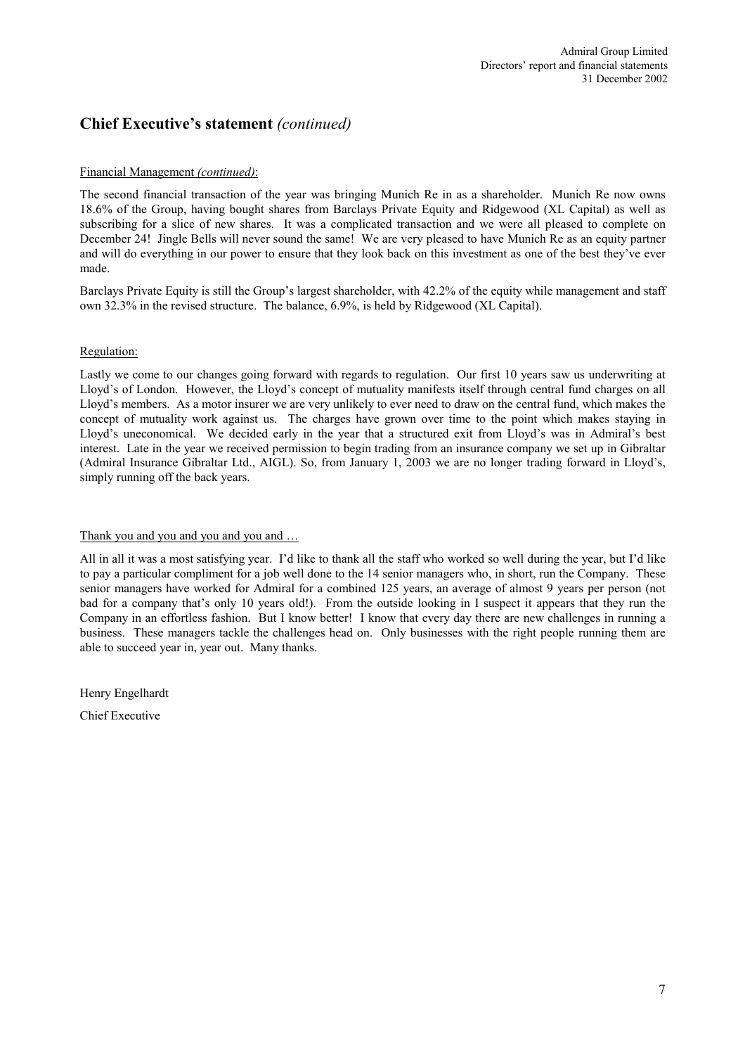## Chief Executive's statement *(continued)*

Financial Management *(continued)*:

The second financial transaction of the year was bringing Munich Re in as a shareholder. Munich Re now owns 18.6% of the Group, having bought shares from Barclays Private Equity and Ridgewood (XL Capital) as well as subscribing for a slice of new shares. It was a complicated transaction and we were all pleased to complete on December 24! Jingle Bells will never sound the same! We are very pleased to have Munich Re as an equity partner and will do everything in our power to ensure that they look back on this investment as one of the best they've ever made.

Barclays Private Equity is still the Group's largest shareholder, with 42.2% of the equity while management and staff own 32.3% in the revised structure. The balance, 6.9%, is held by Ridgewood (XL Capital).

Regulation:

Lastly we come to our changes going forward with regards to regulation. Our first 10 years saw us underwriting at Lloyd's of London. However, the Lloyd's concept of mutuality manifests itself through central fund charges on all Lloyd's members. As a motor insurer we are very unlikely to ever need to draw on the central fund, which makes the concept of mutuality work against us. The charges have grown over time to the point which makes staying in Lloyd's uneconomical. We decided early in the year that a structured exit from Lloyd's was in Admiral's best interest. Late in the year we received permission to begin trading from an insurance company we set up in Gibraltar (Admiral Insurance Gibraltar Ltd., AIGL). So, from January 1, 2003 we are no longer trading forward in Lloyd's, simply running off the back years.

Thank you and you and you and you and …

All in all it was a most satisfying year. I'd like to thank all the staff who worked so well during the year, but I'd like to pay a particular compliment for a job well done to the 14 senior managers who, in short, run the Company. These senior managers have worked for Admiral for a combined 125 years, an average of almost 9 years per person (not bad for a company that's only 10 years old!). From the outside looking in I suspect it appears that they run the Company in an effortless fashion. But I know better! I know that every day there are new challenges in running a business. These managers tackle the challenges head on. Only businesses with the right people running them are able to succeed year in, year out. Many thanks.

Henry Engelhardt

Chief Executive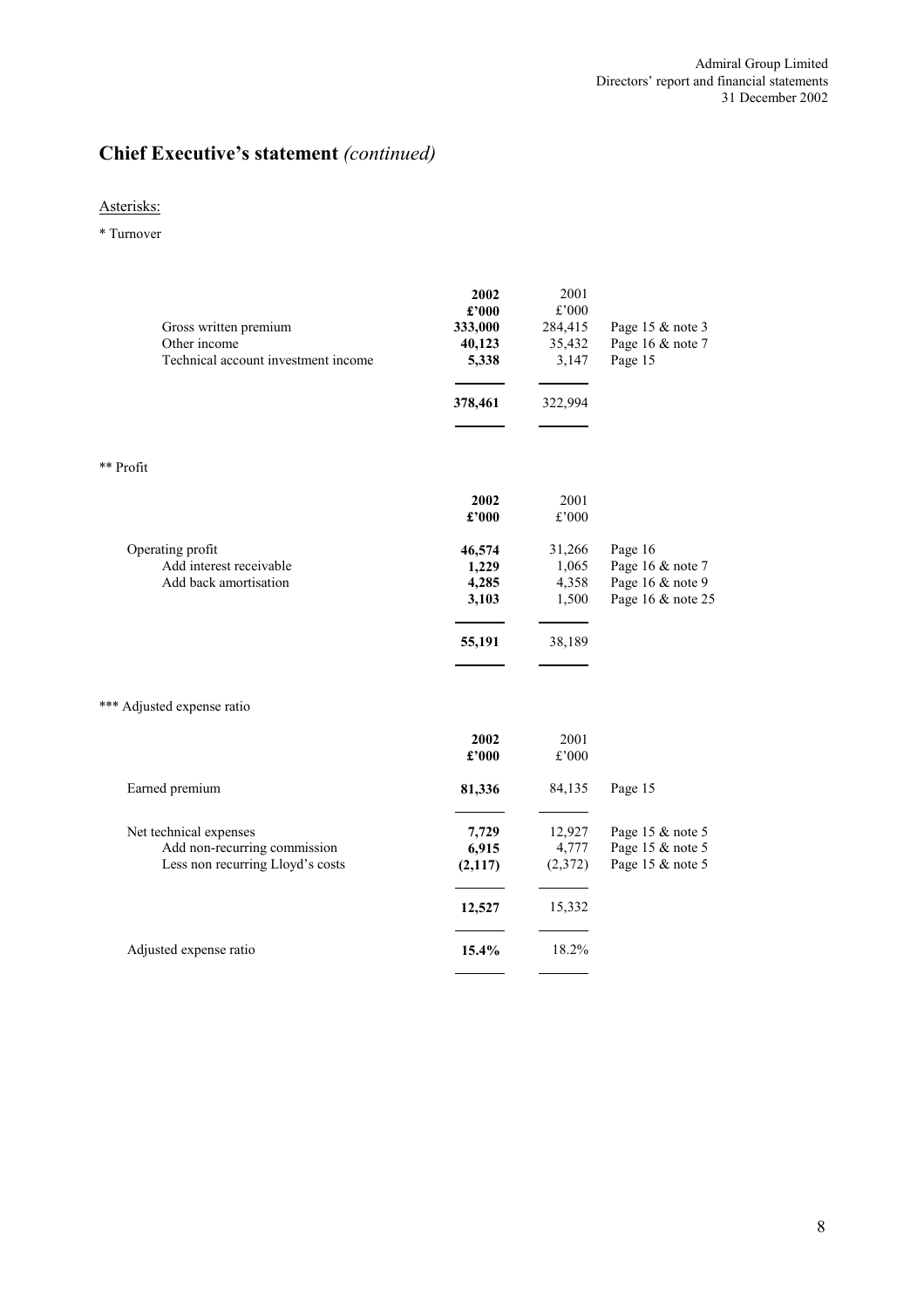# Chief Executive's statement *(continued)*

Asterisks:

* Turnover

| | 2002 £'000 | 2001 £'000 | |
|---|---|---|---|
| Gross written premium | **333,000** | 284,415 | Page 15 & note 3 |
| Other income | **40,123** | 35,432 | Page 16 & note 7 |
| Technical account investment income | **5,338** | 3,147 | Page 15 |
| | **378,461** | 322,994 | |

** Profit

| | 2002 £'000 | 2001 £'000 | |
|---|---|---|---|
| Operating profit | **46,574** | 31,266 | Page 16 |
| Add interest receivable | **1,229** | 1,065 | Page 16 & note 7 |
| Add back amortisation | **4,285** | 4,358 | Page 16 & note 9 |
| | **3,103** | 1,500 | Page 16 & note 25 |
| | **55,191** | 38,189 | |

*** Adjusted expense ratio

| | 2002 £'000 | 2001 £'000 | |
|---|---|---|---|
| Earned premium | **81,336** | 84,135 | Page 15 |
| Net technical expenses | **7,729** | 12,927 | Page 15 & note 5 |
| Add non-recurring commission | **6,915** | 4,777 | Page 15 & note 5 |
| Less non recurring Lloyd's costs | **(2,117)** | (2,372) | Page 15 & note 5 |
| | **12,527** | 15,332 | |
| Adjusted expense ratio | **15.4%** | 18.2% | |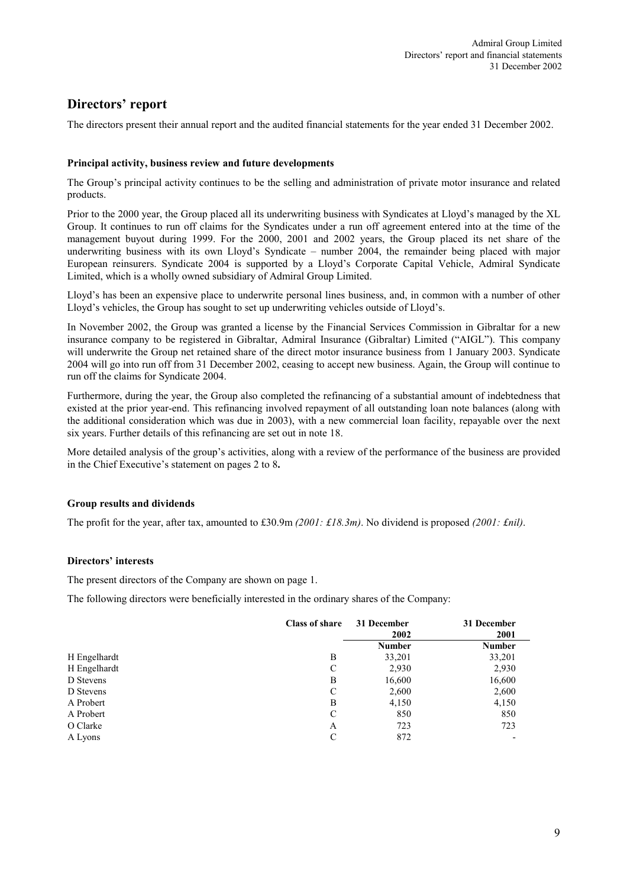# Directors' report

The directors present their annual report and the audited financial statements for the year ended 31 December 2002.

### Principal activity, business review and future developments

The Group's principal activity continues to be the selling and administration of private motor insurance and related products.

Prior to the 2000 year, the Group placed all its underwriting business with Syndicates at Lloyd's managed by the XL Group. It continues to run off claims for the Syndicates under a run off agreement entered into at the time of the management buyout during 1999. For the 2000, 2001 and 2002 years, the Group placed its net share of the underwriting business with its own Lloyd's Syndicate – number 2004, the remainder being placed with major European reinsurers. Syndicate 2004 is supported by a Lloyd's Corporate Capital Vehicle, Admiral Syndicate Limited, which is a wholly owned subsidiary of Admiral Group Limited.

Lloyd's has been an expensive place to underwrite personal lines business, and, in common with a number of other Lloyd's vehicles, the Group has sought to set up underwriting vehicles outside of Lloyd's.

In November 2002, the Group was granted a license by the Financial Services Commission in Gibraltar for a new insurance company to be registered in Gibraltar, Admiral Insurance (Gibraltar) Limited ("AIGL"). This company will underwrite the Group net retained share of the direct motor insurance business from 1 January 2003. Syndicate 2004 will go into run off from 31 December 2002, ceasing to accept new business. Again, the Group will continue to run off the claims for Syndicate 2004.

Furthermore, during the year, the Group also completed the refinancing of a substantial amount of indebtedness that existed at the prior year-end. This refinancing involved repayment of all outstanding loan note balances (along with the additional consideration which was due in 2003), with a new commercial loan facility, repayable over the next six years. Further details of this refinancing are set out in note 18.

More detailed analysis of the group's activities, along with a review of the performance of the business are provided in the Chief Executive's statement on pages 2 to 8**.**

### Group results and dividends

The profit for the year, after tax, amounted to £30.9m *(2001: £18.3m)*. No dividend is proposed *(2001: £nil)*.

### Directors' interests

The present directors of the Company are shown on page 1.

The following directors were beneficially interested in the ordinary shares of the Company:

| | Class of share | 31 December 2002 | 31 December 2001 |
|---|---|---|---|
| | | Number | Number |
| H Engelhardt | B | 33,201 | 33,201 |
| H Engelhardt | C | 2,930 | 2,930 |
| D Stevens | B | 16,600 | 16,600 |
| D Stevens | C | 2,600 | 2,600 |
| A Probert | B | 4,150 | 4,150 |
| A Probert | C | 850 | 850 |
| O Clarke | A | 723 | 723 |
| A Lyons | C | 872 | - |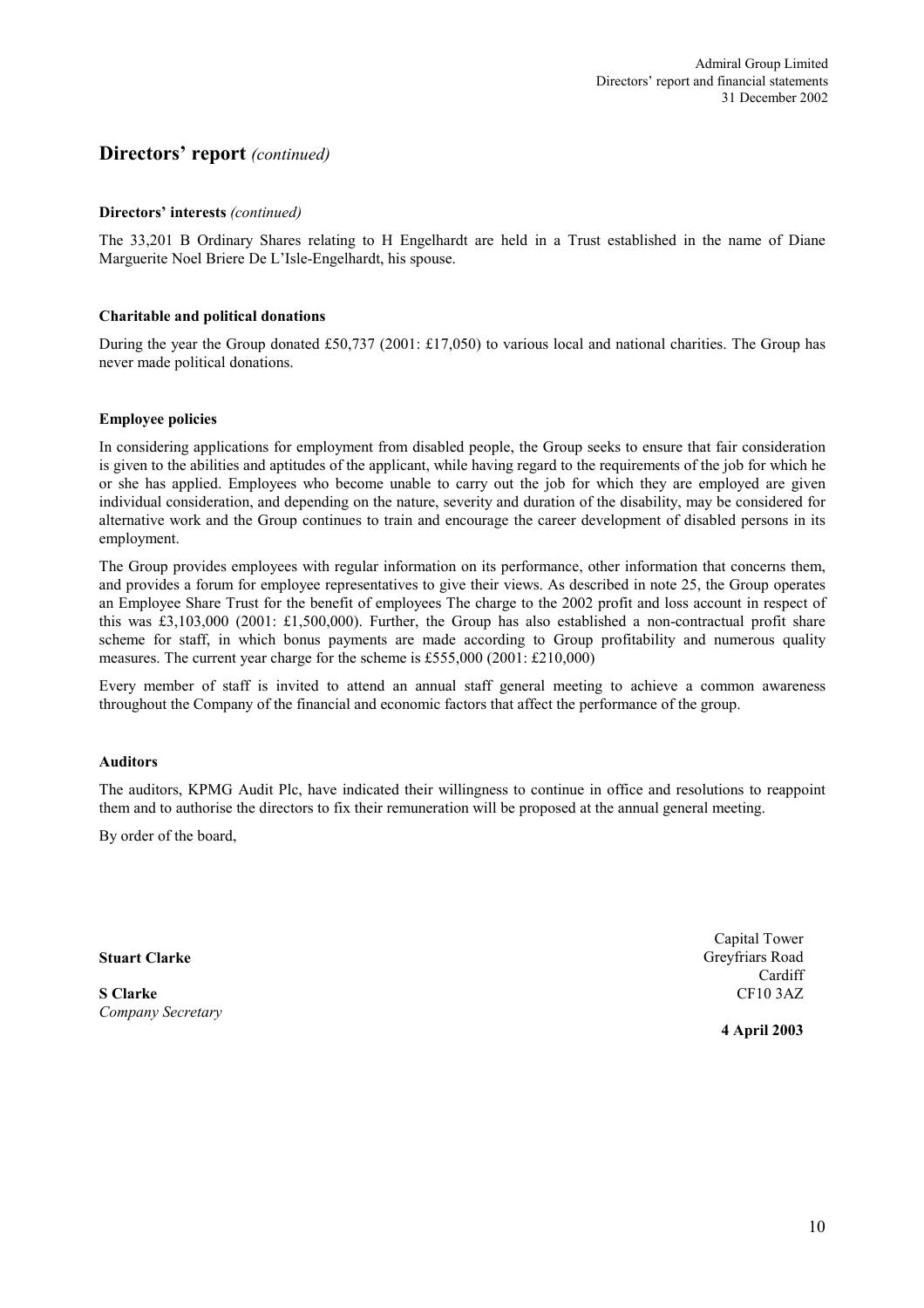## Directors' report *(continued)*

**Directors' interests** *(continued)*

The 33,201 B Ordinary Shares relating to H Engelhardt are held in a Trust established in the name of Diane Marguerite Noel Briere De L'Isle-Engelhardt, his spouse.

**Charitable and political donations**

During the year the Group donated £50,737 (2001: £17,050) to various local and national charities. The Group has never made political donations.

**Employee policies**

In considering applications for employment from disabled people, the Group seeks to ensure that fair consideration is given to the abilities and aptitudes of the applicant, while having regard to the requirements of the job for which he or she has applied. Employees who become unable to carry out the job for which they are employed are given individual consideration, and depending on the nature, severity and duration of the disability, may be considered for alternative work and the Group continues to train and encourage the career development of disabled persons in its employment.

The Group provides employees with regular information on its performance, other information that concerns them, and provides a forum for employee representatives to give their views. As described in note 25, the Group operates an Employee Share Trust for the benefit of employees The charge to the 2002 profit and loss account in respect of this was £3,103,000 (2001: £1,500,000). Further, the Group has also established a non-contractual profit share scheme for staff, in which bonus payments are made according to Group profitability and numerous quality measures. The current year charge for the scheme is £555,000 (2001: £210,000)

Every member of staff is invited to attend an annual staff general meeting to achieve a common awareness throughout the Company of the financial and economic factors that affect the performance of the group.

**Auditors**

The auditors, KPMG Audit Plc, have indicated their willingness to continue in office and resolutions to reappoint them and to authorise the directors to fix their remuneration will be proposed at the annual general meeting.

By order of the board,

Stuart Clarke

**S Clarke**
*Company Secretary*

Capital Tower
Greyfriars Road
Cardiff
CF10 3AZ

**4 April 2003**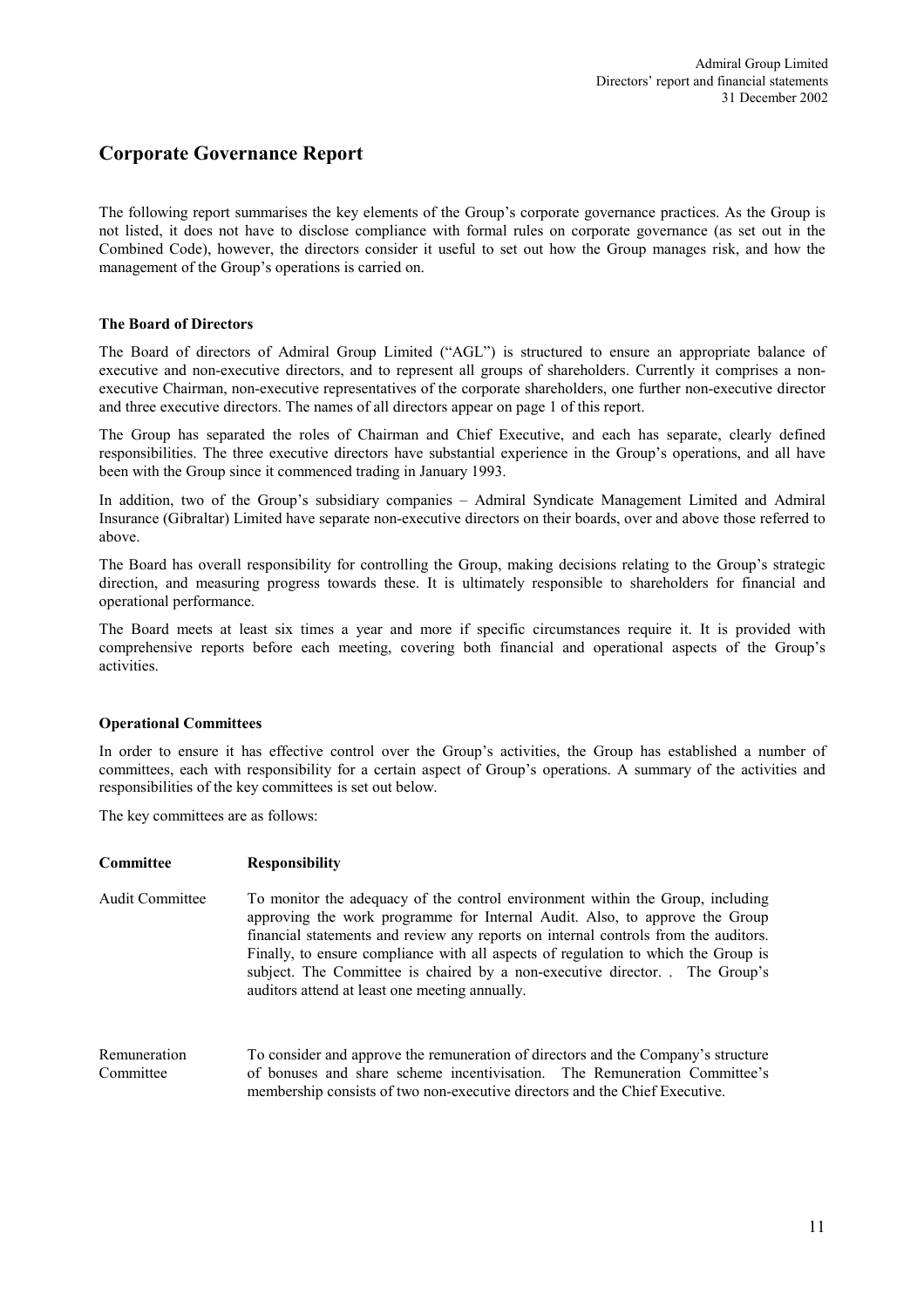# Corporate Governance Report

The following report summarises the key elements of the Group's corporate governance practices. As the Group is not listed, it does not have to disclose compliance with formal rules on corporate governance (as set out in the Combined Code), however, the directors consider it useful to set out how the Group manages risk, and how the management of the Group's operations is carried on.

### The Board of Directors

The Board of directors of Admiral Group Limited ("AGL") is structured to ensure an appropriate balance of executive and non-executive directors, and to represent all groups of shareholders. Currently it comprises a non-executive Chairman, non-executive representatives of the corporate shareholders, one further non-executive director and three executive directors. The names of all directors appear on page 1 of this report.

The Group has separated the roles of Chairman and Chief Executive, and each has separate, clearly defined responsibilities. The three executive directors have substantial experience in the Group's operations, and all have been with the Group since it commenced trading in January 1993.

In addition, two of the Group's subsidiary companies – Admiral Syndicate Management Limited and Admiral Insurance (Gibraltar) Limited have separate non-executive directors on their boards, over and above those referred to above.

The Board has overall responsibility for controlling the Group, making decisions relating to the Group's strategic direction, and measuring progress towards these. It is ultimately responsible to shareholders for financial and operational performance.

The Board meets at least six times a year and more if specific circumstances require it. It is provided with comprehensive reports before each meeting, covering both financial and operational aspects of the Group's activities.

### Operational Committees

In order to ensure it has effective control over the Group's activities, the Group has established a number of committees, each with responsibility for a certain aspect of Group's operations. A summary of the activities and responsibilities of the key committees is set out below.

The key committees are as follows:

| Committee | Responsibility |
|---|---|
| Audit Committee | To monitor the adequacy of the control environment within the Group, including approving the work programme for Internal Audit. Also, to approve the Group financial statements and review any reports on internal controls from the auditors. Finally, to ensure compliance with all aspects of regulation to which the Group is subject. The Committee is chaired by a non-executive director. . The Group's auditors attend at least one meeting annually. |
| Remuneration Committee | To consider and approve the remuneration of directors and the Company's structure of bonuses and share scheme incentivisation. The Remuneration Committee's membership consists of two non-executive directors and the Chief Executive. |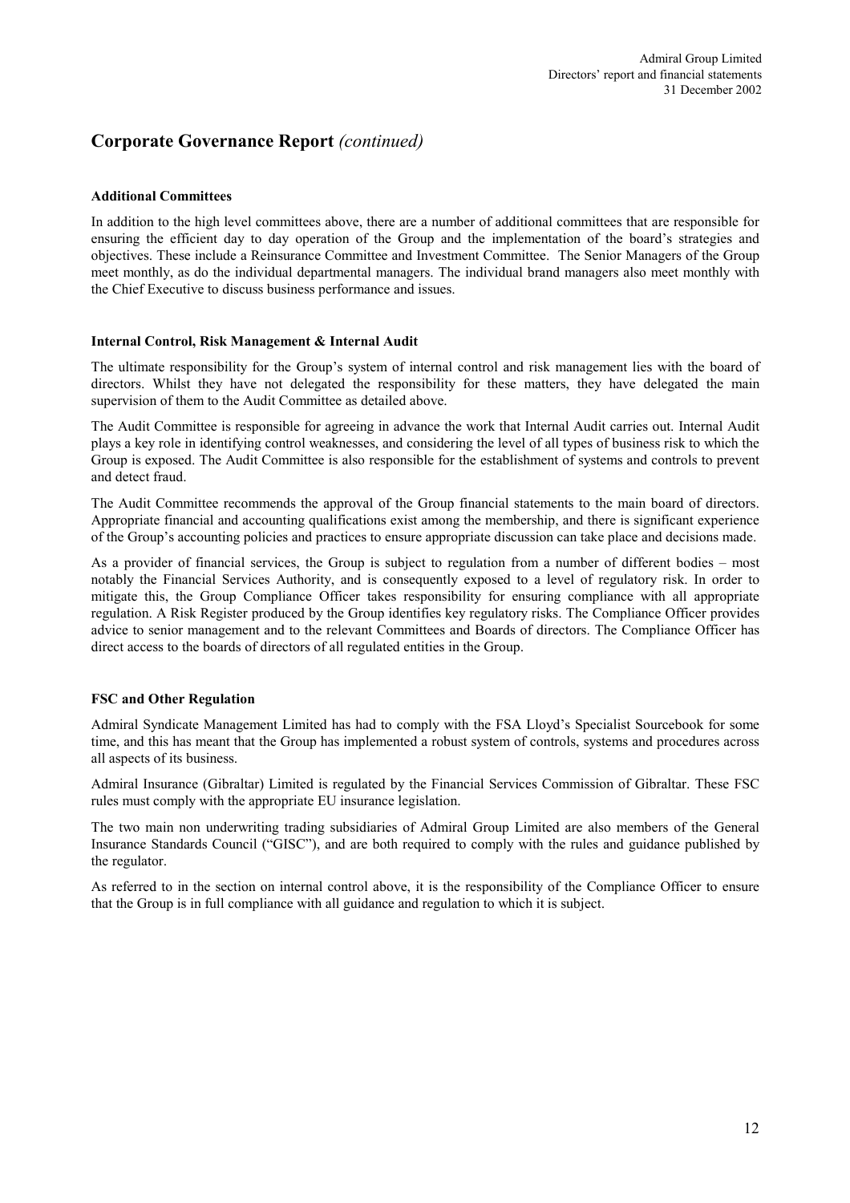## Corporate Governance Report *(continued)*

**Additional Committees**

In addition to the high level committees above, there are a number of additional committees that are responsible for ensuring the efficient day to day operation of the Group and the implementation of the board's strategies and objectives. These include a Reinsurance Committee and Investment Committee. The Senior Managers of the Group meet monthly, as do the individual departmental managers. The individual brand managers also meet monthly with the Chief Executive to discuss business performance and issues.

**Internal Control, Risk Management & Internal Audit**

The ultimate responsibility for the Group's system of internal control and risk management lies with the board of directors. Whilst they have not delegated the responsibility for these matters, they have delegated the main supervision of them to the Audit Committee as detailed above.

The Audit Committee is responsible for agreeing in advance the work that Internal Audit carries out. Internal Audit plays a key role in identifying control weaknesses, and considering the level of all types of business risk to which the Group is exposed. The Audit Committee is also responsible for the establishment of systems and controls to prevent and detect fraud.

The Audit Committee recommends the approval of the Group financial statements to the main board of directors. Appropriate financial and accounting qualifications exist among the membership, and there is significant experience of the Group's accounting policies and practices to ensure appropriate discussion can take place and decisions made.

As a provider of financial services, the Group is subject to regulation from a number of different bodies – most notably the Financial Services Authority, and is consequently exposed to a level of regulatory risk. In order to mitigate this, the Group Compliance Officer takes responsibility for ensuring compliance with all appropriate regulation. A Risk Register produced by the Group identifies key regulatory risks. The Compliance Officer provides advice to senior management and to the relevant Committees and Boards of directors. The Compliance Officer has direct access to the boards of directors of all regulated entities in the Group.

**FSC and Other Regulation**

Admiral Syndicate Management Limited has had to comply with the FSA Lloyd's Specialist Sourcebook for some time, and this has meant that the Group has implemented a robust system of controls, systems and procedures across all aspects of its business.

Admiral Insurance (Gibraltar) Limited is regulated by the Financial Services Commission of Gibraltar. These FSC rules must comply with the appropriate EU insurance legislation.

The two main non underwriting trading subsidiaries of Admiral Group Limited are also members of the General Insurance Standards Council ("GISC"), and are both required to comply with the rules and guidance published by the regulator.

As referred to in the section on internal control above, it is the responsibility of the Compliance Officer to ensure that the Group is in full compliance with all guidance and regulation to which it is subject.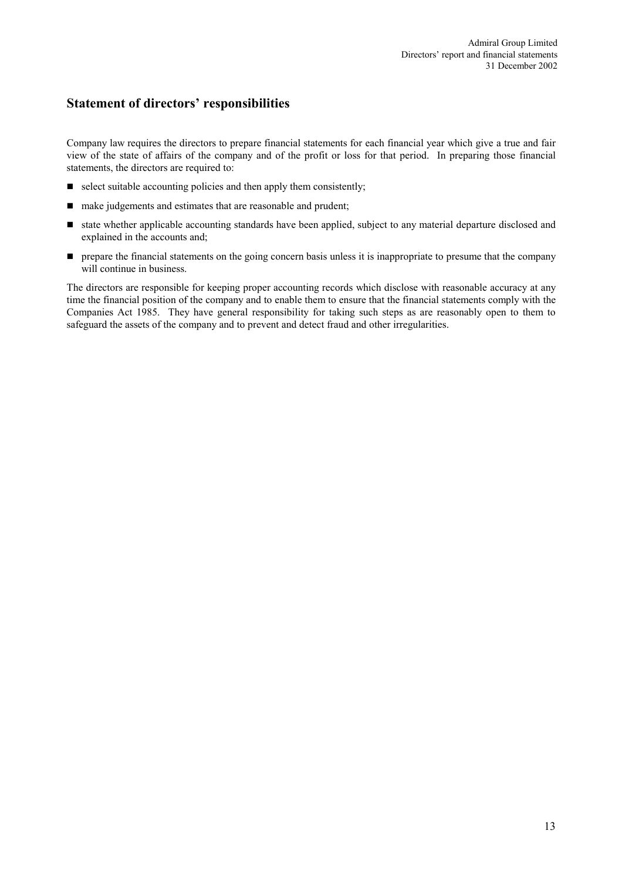## Statement of directors' responsibilities

Company law requires the directors to prepare financial statements for each financial year which give a true and fair view of the state of affairs of the company and of the profit or loss for that period. In preparing those financial statements, the directors are required to:

- select suitable accounting policies and then apply them consistently;
- make judgements and estimates that are reasonable and prudent;
- state whether applicable accounting standards have been applied, subject to any material departure disclosed and explained in the accounts and;
- prepare the financial statements on the going concern basis unless it is inappropriate to presume that the company will continue in business.

The directors are responsible for keeping proper accounting records which disclose with reasonable accuracy at any time the financial position of the company and to enable them to ensure that the financial statements comply with the Companies Act 1985. They have general responsibility for taking such steps as are reasonably open to them to safeguard the assets of the company and to prevent and detect fraud and other irregularities.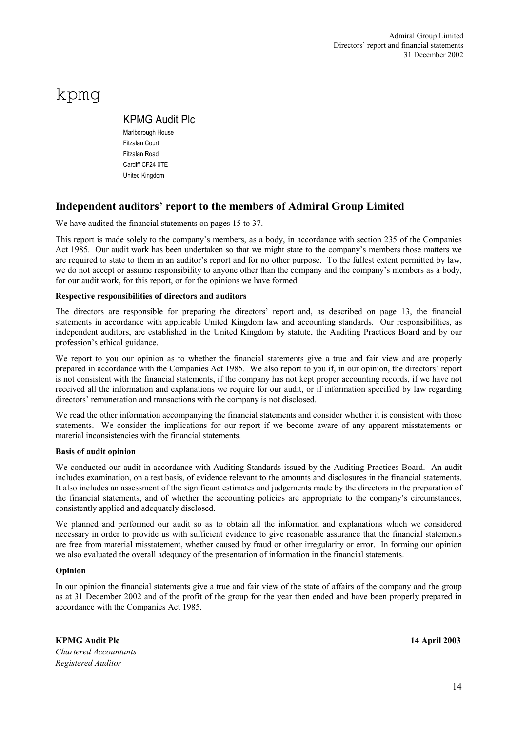kpmg

KPMG Audit Plc

Marlborough House
Fitzalan Court
Fitzalan Road
Cardiff CF24 0TE
United Kingdom

## Independent auditors' report to the members of Admiral Group Limited

We have audited the financial statements on pages 15 to 37.

This report is made solely to the company's members, as a body, in accordance with section 235 of the Companies Act 1985. Our audit work has been undertaken so that we might state to the company's members those matters we are required to state to them in an auditor's report and for no other purpose. To the fullest extent permitted by law, we do not accept or assume responsibility to anyone other than the company and the company's members as a body, for our audit work, for this report, or for the opinions we have formed.

**Respective responsibilities of directors and auditors**

The directors are responsible for preparing the directors' report and, as described on page 13, the financial statements in accordance with applicable United Kingdom law and accounting standards. Our responsibilities, as independent auditors, are established in the United Kingdom by statute, the Auditing Practices Board and by our profession's ethical guidance.

We report to you our opinion as to whether the financial statements give a true and fair view and are properly prepared in accordance with the Companies Act 1985. We also report to you if, in our opinion, the directors' report is not consistent with the financial statements, if the company has not kept proper accounting records, if we have not received all the information and explanations we require for our audit, or if information specified by law regarding directors' remuneration and transactions with the company is not disclosed.

We read the other information accompanying the financial statements and consider whether it is consistent with those statements. We consider the implications for our report if we become aware of any apparent misstatements or material inconsistencies with the financial statements.

**Basis of audit opinion**

We conducted our audit in accordance with Auditing Standards issued by the Auditing Practices Board. An audit includes examination, on a test basis, of evidence relevant to the amounts and disclosures in the financial statements. It also includes an assessment of the significant estimates and judgements made by the directors in the preparation of the financial statements, and of whether the accounting policies are appropriate to the company's circumstances, consistently applied and adequately disclosed.

We planned and performed our audit so as to obtain all the information and explanations which we considered necessary in order to provide us with sufficient evidence to give reasonable assurance that the financial statements are free from material misstatement, whether caused by fraud or other irregularity or error. In forming our opinion we also evaluated the overall adequacy of the presentation of information in the financial statements.

**Opinion**

In our opinion the financial statements give a true and fair view of the state of affairs of the company and the group as at 31 December 2002 and of the profit of the group for the year then ended and have been properly prepared in accordance with the Companies Act 1985.

**KPMG Audit Plc** **14 April 2003**
*Chartered Accountants*
*Registered Auditor*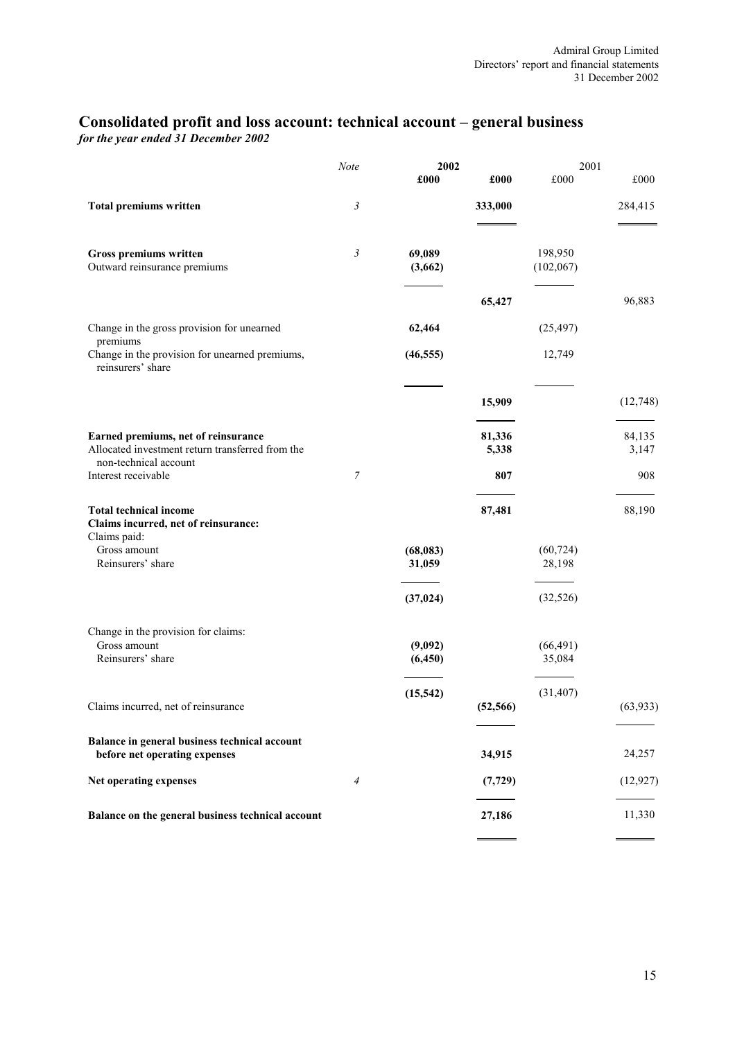# Consolidated profit and loss account: technical account – general business

*for the year ended 31 December 2002*

| | *Note* | **2002** £000 | **2002** £000 | 2001 £000 | 2001 £000 |
|---|---|---|---|---|---|
| **Total premiums written** | *3* | | **333,000** | | 284,415 |
| | | | | | |
| **Gross premiums written** | *3* | **69,089** | | 198,950 | |
| Outward reinsurance premiums | | **(3,662)** | | (102,067) | |
| | | | **65,427** | | 96,883 |
| Change in the gross provision for unearned premiums | | **62,464** | | (25,497) | |
| Change in the provision for unearned premiums, reinsurers' share | | **(46,555)** | | 12,749 | |
| | | | **15,909** | | (12,748) |
| **Earned premiums, net of reinsurance** | | | **81,336** | | 84,135 |
| Allocated investment return transferred from the non-technical account | | | **5,338** | | 3,147 |
| Interest receivable | *7* | | **807** | | 908 |
| **Total technical income** | | | **87,481** | | 88,190 |
| **Claims incurred, net of reinsurance:** | | | | | |
| Claims paid: | | | | | |
| Gross amount | | **(68,083)** | | (60,724) | |
| Reinsurers' share | | **31,059** | | 28,198 | |
| | | **(37,024)** | | (32,526) | |
| Change in the provision for claims: | | | | | |
| Gross amount | | **(9,092)** | | (66,491) | |
| Reinsurers' share | | **(6,450)** | | 35,084 | |
| | | **(15,542)** | | (31,407) | |
| Claims incurred, net of reinsurance | | | **(52,566)** | | (63,933) |
| **Balance in general business technical account before net operating expenses** | | | **34,915** | | 24,257 |
| **Net operating expenses** | *4* | | **(7,729)** | | (12,927) |
| **Balance on the general business technical account** | | | **27,186** | | 11,330 |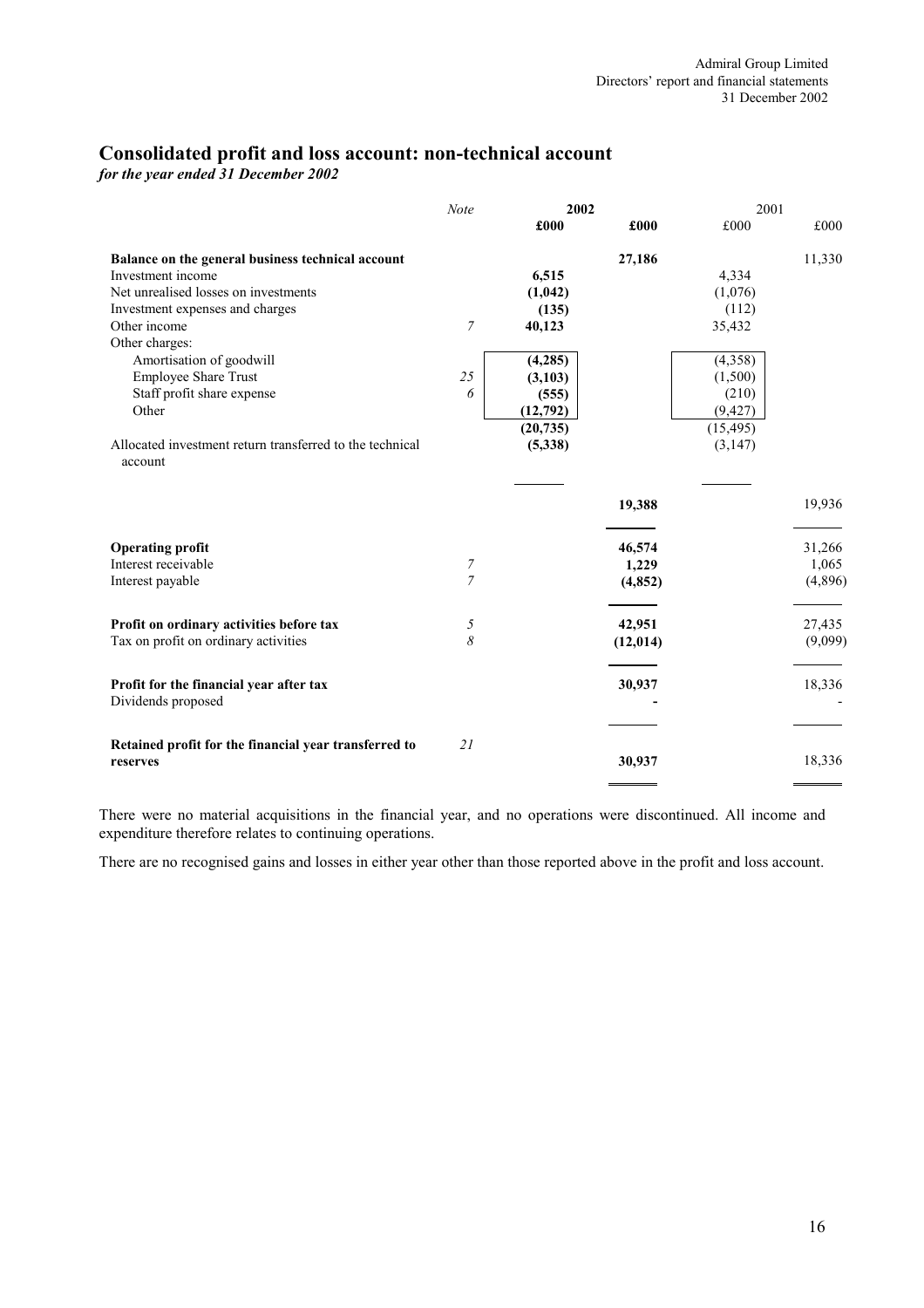# Consolidated profit and loss account: non-technical account

*for the year ended 31 December 2002*

| | Note | 2002 | | 2001 | |
|---|---|---|---|---|---|
| | | **£000** | **£000** | £000 | £000 |
| **Balance on the general business technical account** | | | **27,186** | | 11,330 |
| Investment income | | **6,515** | | 4,334 | |
| Net unrealised losses on investments | | **(1,042)** | | (1,076) | |
| Investment expenses and charges | | **(135)** | | (112) | |
| Other income | *7* | **40,123** | | 35,432 | |
| Other charges: | | | | | |
| Amortisation of goodwill | | **(4,285)** | | (4,358) | |
| Employee Share Trust | *25* | **(3,103)** | | (1,500) | |
| Staff profit share expense | *6* | **(555)** | | (210) | |
| Other | | **(12,792)** | | (9,427) | |
| | | **(20,735)** | | (15,495) | |
| Allocated investment return transferred to the technical account | | **(5,338)** | | (3,147) | |
| | | | **19,388** | | 19,936 |
| **Operating profit** | | | **46,574** | | 31,266 |
| Interest receivable | *7* | | **1,229** | | 1,065 |
| Interest payable | *7* | | **(4,852)** | | (4,896) |
| **Profit on ordinary activities before tax** | *5* | | **42,951** | | 27,435 |
| Tax on profit on ordinary activities | *8* | | **(12,014)** | | (9,099) |
| **Profit for the financial year after tax** | | | **30,937** | | 18,336 |
| Dividends proposed | | | **-** | | - |
| **Retained profit for the financial year transferred to reserves** | *21* | | **30,937** | | 18,336 |

There were no material acquisitions in the financial year, and no operations were discontinued. All income and expenditure therefore relates to continuing operations.

There are no recognised gains and losses in either year other than those reported above in the profit and loss account.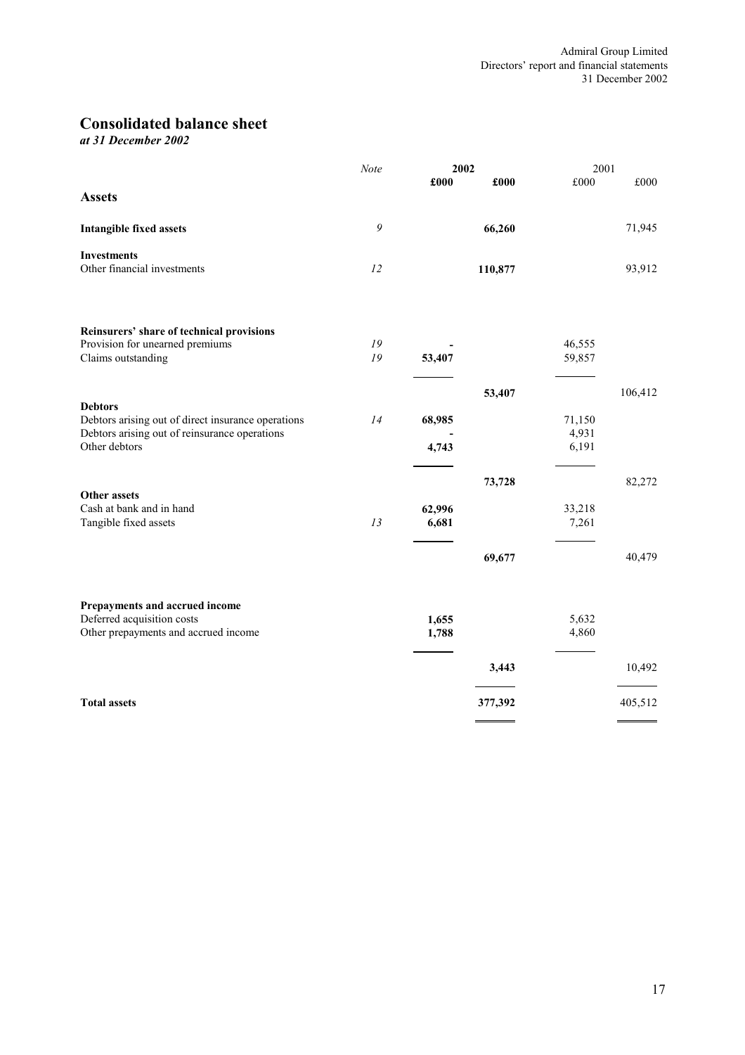# Consolidated balance sheet

*at 31 December 2002*

| | *Note* | **2002** | | 2001 | |
|---|---|---|---|---|---|
| | | **£000** | **£000** | £000 | £000 |
| **Assets** | | | | | |
| **Intangible fixed assets** | *9* | | **66,260** | | 71,945 |
| **Investments** | | | | | |
| Other financial investments | *12* | | **110,877** | | 93,912 |
| **Reinsurers' share of technical provisions** | | | | | |
| Provision for unearned premiums | *19* | **-** | | 46,555 | |
| Claims outstanding | *19* | **53,407** | | 59,857 | |
| | | | **53,407** | | 106,412 |
| **Debtors** | | | | | |
| Debtors arising out of direct insurance operations | *14* | **68,985** | | 71,150 | |
| Debtors arising out of reinsurance operations | | **-** | | 4,931 | |
| Other debtors | | **4,743** | | 6,191 | |
| | | | **73,728** | | 82,272 |
| **Other assets** | | | | | |
| Cash at bank and in hand | | **62,996** | | 33,218 | |
| Tangible fixed assets | *13* | **6,681** | | 7,261 | |
| | | | **69,677** | | 40,479 |
| **Prepayments and accrued income** | | | | | |
| Deferred acquisition costs | | **1,655** | | 5,632 | |
| Other prepayments and accrued income | | **1,788** | | 4,860 | |
| | | | **3,443** | | 10,492 |
| **Total assets** | | | **377,392** | | 405,512 |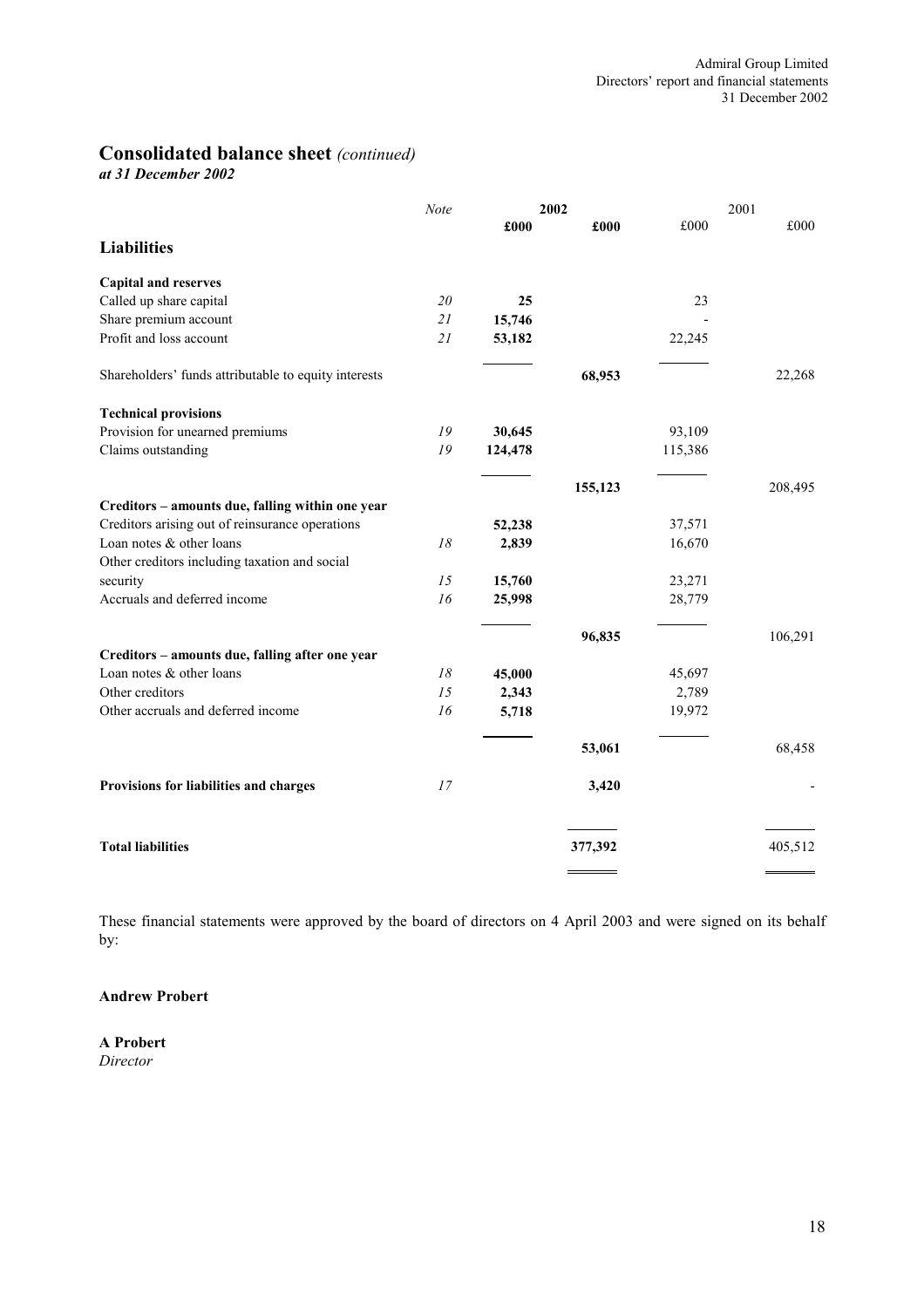# Consolidated balance sheet *(continued)*

***at 31 December 2002***

| | Note | 2002 | | 2001 | |
|---|---|---|---|---|---|
| | | **£000** | **£000** | £000 | £000 |
| **Liabilities** | | | | | |
| **Capital and reserves** | | | | | |
| Called up share capital | *20* | **25** | | 23 | |
| Share premium account | *21* | **15,746** | | - | |
| Profit and loss account | *21* | **53,182** | | 22,245 | |
| Shareholders' funds attributable to equity interests | | | **68,953** | | 22,268 |
| **Technical provisions** | | | | | |
| Provision for unearned premiums | *19* | **30,645** | | 93,109 | |
| Claims outstanding | *19* | **124,478** | | 115,386 | |
| | | | **155,123** | | 208,495 |
| **Creditors – amounts due, falling within one year** | | | | | |
| Creditors arising out of reinsurance operations | | **52,238** | | 37,571 | |
| Loan notes & other loans | *18* | **2,839** | | 16,670 | |
| Other creditors including taxation and social security | *15* | **15,760** | | 23,271 | |
| Accruals and deferred income | *16* | **25,998** | | 28,779 | |
| | | | **96,835** | | 106,291 |
| **Creditors – amounts due, falling after one year** | | | | | |
| Loan notes & other loans | *18* | **45,000** | | 45,697 | |
| Other creditors | *15* | **2,343** | | 2,789 | |
| Other accruals and deferred income | *16* | **5,718** | | 19,972 | |
| | | | **53,061** | | 68,458 |
| **Provisions for liabilities and charges** | *17* | | **3,420** | | - |
| **Total liabilities** | | | **377,392** | | 405,512 |

These financial statements were approved by the board of directors on 4 April 2003 and were signed on its behalf by:

**Andrew Probert**

**A Probert**
*Director*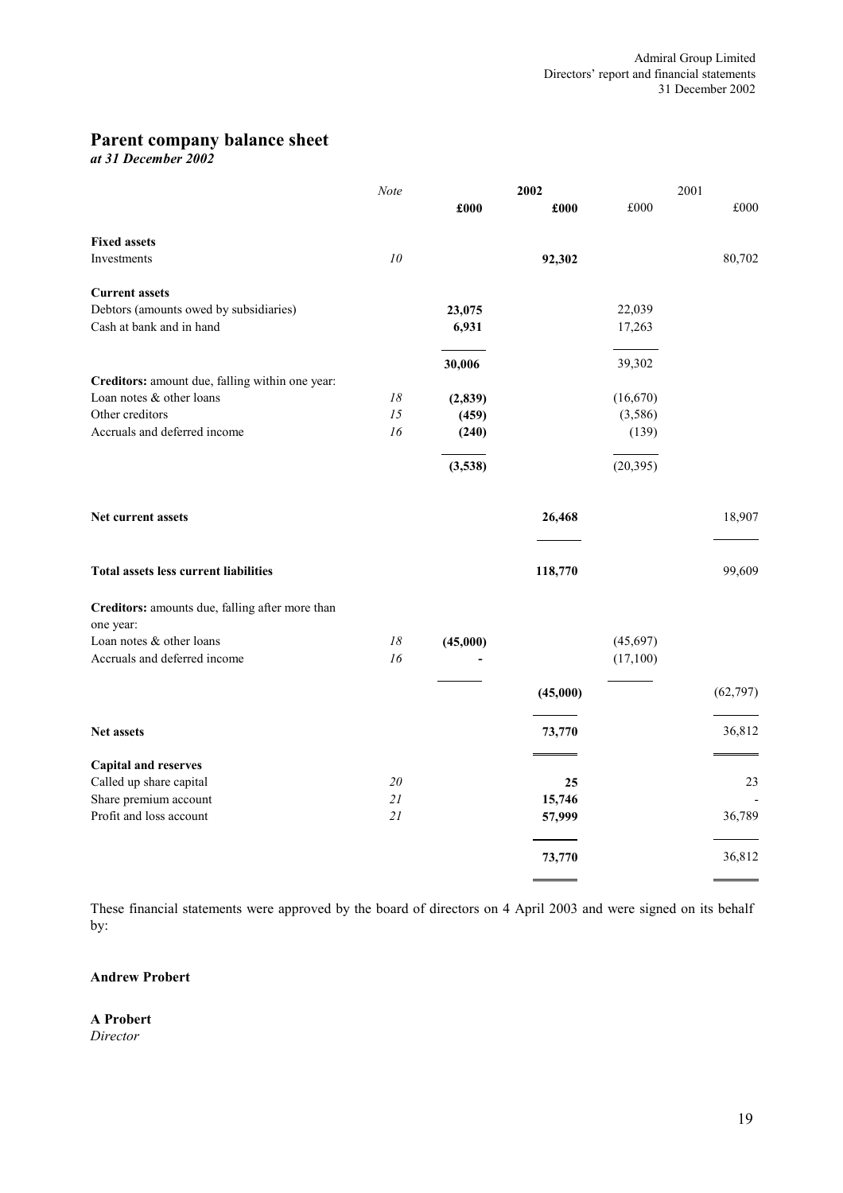# Parent company balance sheet

*at 31 December 2002*

| | *Note* | 2002 | | 2001 | |
|---|---|---|---|---|---|
| | | **£000** | **£000** | £000 | £000 |
| **Fixed assets** | | | | | |
| Investments | *10* | | **92,302** | | 80,702 |
| **Current assets** | | | | | |
| Debtors (amounts owed by subsidiaries) | | **23,075** | | 22,039 | |
| Cash at bank and in hand | | **6,931** | | 17,263 | |
| | | **30,006** | | 39,302 | |
| **Creditors:** amount due, falling within one year: | | | | | |
| Loan notes & other loans | *18* | **(2,839)** | | (16,670) | |
| Other creditors | *15* | **(459)** | | (3,586) | |
| Accruals and deferred income | *16* | **(240)** | | (139) | |
| | | **(3,538)** | | (20,395) | |
| **Net current assets** | | | **26,468** | | 18,907 |
| **Total assets less current liabilities** | | | **118,770** | | 99,609 |
| **Creditors:** amounts due, falling after more than one year: | | | | | |
| Loan notes & other loans | *18* | **(45,000)** | | (45,697) | |
| Accruals and deferred income | *16* | **-** | | (17,100) | |
| | | | **(45,000)** | | (62,797) |
| **Net assets** | | | **73,770** | | 36,812 |
| **Capital and reserves** | | | | | |
| Called up share capital | *20* | | **25** | | 23 |
| Share premium account | *21* | | **15,746** | | - |
| Profit and loss account | *21* | | **57,999** | | 36,789 |
| | | | **73,770** | | 36,812 |

These financial statements were approved by the board of directors on 4 April 2003 and were signed on its behalf by:

**Andrew Probert**

**A Probert**
*Director*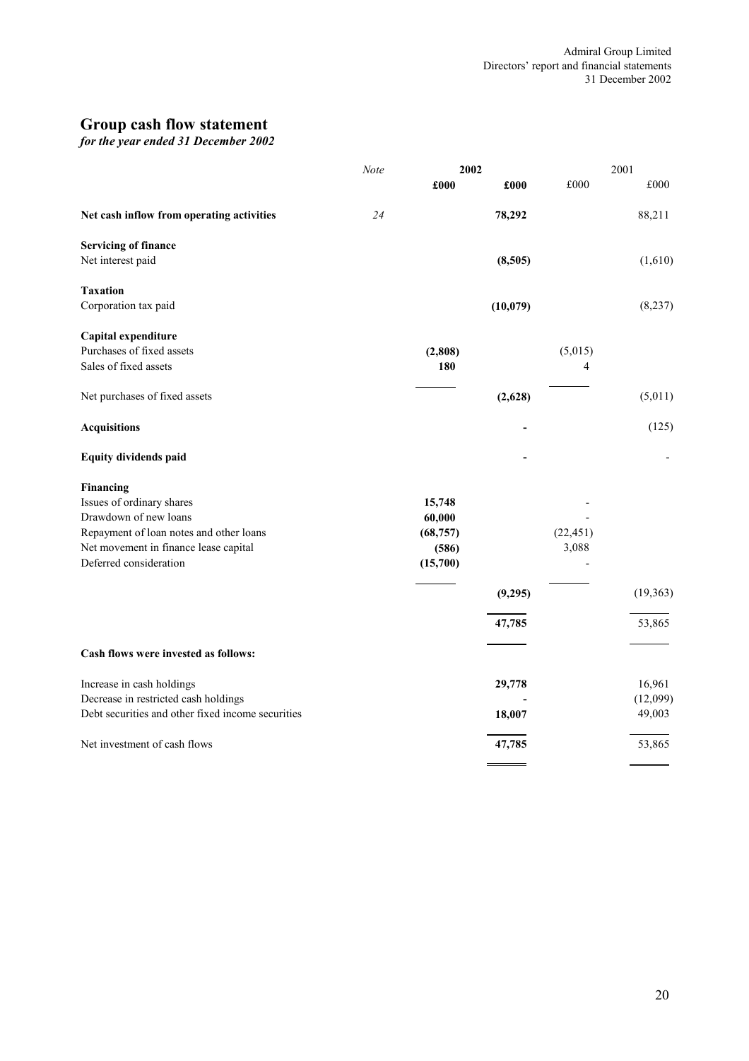# Group cash flow statement

*for the year ended 31 December 2002*

| | *Note* | **2002** | | 2001 | |
|---|---|---|---|---|---|
| | | **£000** | **£000** | £000 | £000 |
| **Net cash inflow from operating activities** | *24* | | **78,292** | | 88,211 |
| **Servicing of finance** | | | | | |
| Net interest paid | | | **(8,505)** | | (1,610) |
| **Taxation** | | | | | |
| Corporation tax paid | | | **(10,079)** | | (8,237) |
| **Capital expenditure** | | | | | |
| Purchases of fixed assets | | **(2,808)** | | (5,015) | |
| Sales of fixed assets | | **180** | | 4 | |
| Net purchases of fixed assets | | | **(2,628)** | | (5,011) |
| **Acquisitions** | | | **-** | | (125) |
| **Equity dividends paid** | | | **-** | | - |
| **Financing** | | | | | |
| Issues of ordinary shares | | **15,748** | | - | |
| Drawdown of new loans | | **60,000** | | - | |
| Repayment of loan notes and other loans | | **(68,757)** | | (22,451) | |
| Net movement in finance lease capital | | **(586)** | | 3,088 | |
| Deferred consideration | | **(15,700)** | | - | |
| | | | **(9,295)** | | (19,363) |
| | | | **47,785** | | 53,865 |
| **Cash flows were invested as follows:** | | | | | |
| Increase in cash holdings | | | **29,778** | | 16,961 |
| Decrease in restricted cash holdings | | | **-** | | (12,099) |
| Debt securities and other fixed income securities | | | **18,007** | | 49,003 |
| Net investment of cash flows | | | **47,785** | | 53,865 |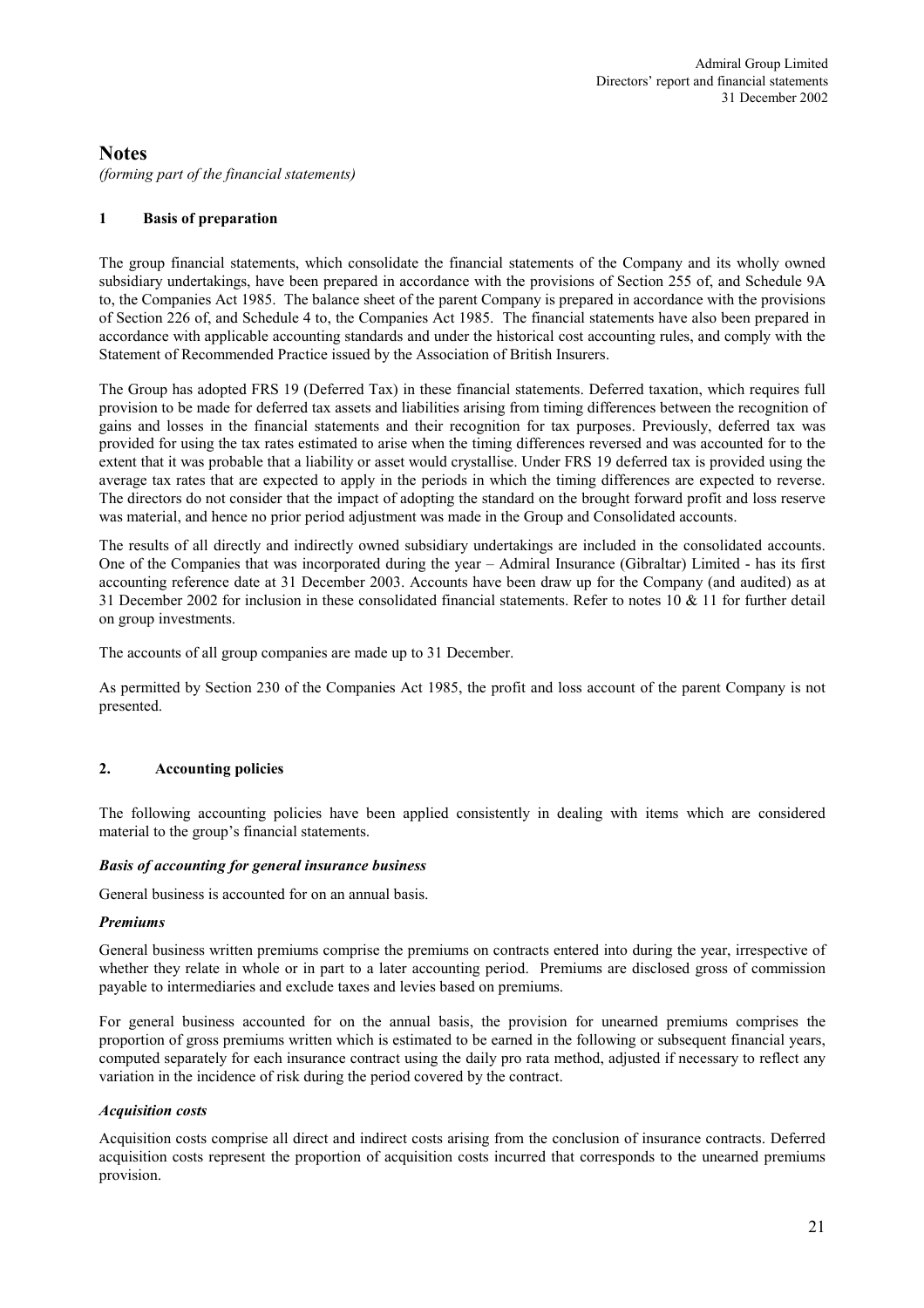# Notes

*(forming part of the financial statements)*

## 1 Basis of preparation

The group financial statements, which consolidate the financial statements of the Company and its wholly owned subsidiary undertakings, have been prepared in accordance with the provisions of Section 255 of, and Schedule 9A to, the Companies Act 1985. The balance sheet of the parent Company is prepared in accordance with the provisions of Section 226 of, and Schedule 4 to, the Companies Act 1985. The financial statements have also been prepared in accordance with applicable accounting standards and under the historical cost accounting rules, and comply with the Statement of Recommended Practice issued by the Association of British Insurers.

The Group has adopted FRS 19 (Deferred Tax) in these financial statements. Deferred taxation, which requires full provision to be made for deferred tax assets and liabilities arising from timing differences between the recognition of gains and losses in the financial statements and their recognition for tax purposes. Previously, deferred tax was provided for using the tax rates estimated to arise when the timing differences reversed and was accounted for to the extent that it was probable that a liability or asset would crystallise. Under FRS 19 deferred tax is provided using the average tax rates that are expected to apply in the periods in which the timing differences are expected to reverse. The directors do not consider that the impact of adopting the standard on the brought forward profit and loss reserve was material, and hence no prior period adjustment was made in the Group and Consolidated accounts.

The results of all directly and indirectly owned subsidiary undertakings are included in the consolidated accounts. One of the Companies that was incorporated during the year – Admiral Insurance (Gibraltar) Limited - has its first accounting reference date at 31 December 2003. Accounts have been draw up for the Company (and audited) as at 31 December 2002 for inclusion in these consolidated financial statements. Refer to notes 10 & 11 for further detail on group investments.

The accounts of all group companies are made up to 31 December.

As permitted by Section 230 of the Companies Act 1985, the profit and loss account of the parent Company is not presented.

## 2. Accounting policies

The following accounting policies have been applied consistently in dealing with items which are considered material to the group's financial statements.

### *Basis of accounting for general insurance business*

General business is accounted for on an annual basis.

### *Premiums*

General business written premiums comprise the premiums on contracts entered into during the year, irrespective of whether they relate in whole or in part to a later accounting period. Premiums are disclosed gross of commission payable to intermediaries and exclude taxes and levies based on premiums.

For general business accounted for on the annual basis, the provision for unearned premiums comprises the proportion of gross premiums written which is estimated to be earned in the following or subsequent financial years, computed separately for each insurance contract using the daily pro rata method, adjusted if necessary to reflect any variation in the incidence of risk during the period covered by the contract.

### *Acquisition costs*

Acquisition costs comprise all direct and indirect costs arising from the conclusion of insurance contracts. Deferred acquisition costs represent the proportion of acquisition costs incurred that corresponds to the unearned premiums provision.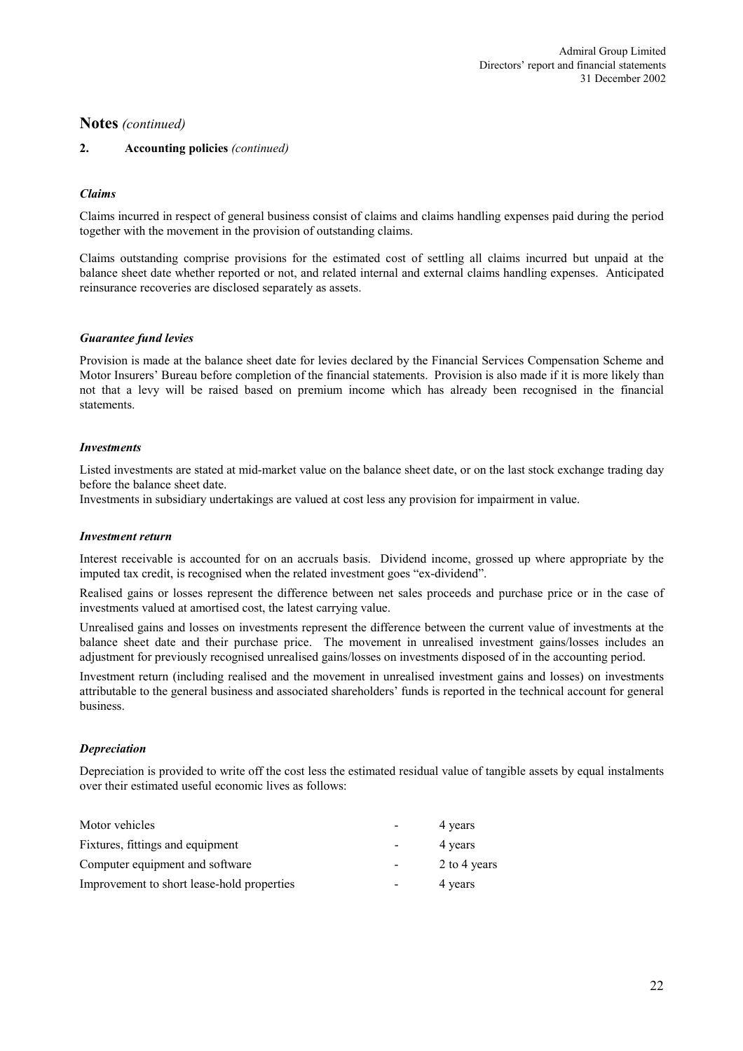## Notes *(continued)*

### 2. Accounting policies *(continued)*

***Claims***

Claims incurred in respect of general business consist of claims and claims handling expenses paid during the period together with the movement in the provision of outstanding claims.

Claims outstanding comprise provisions for the estimated cost of settling all claims incurred but unpaid at the balance sheet date whether reported or not, and related internal and external claims handling expenses. Anticipated reinsurance recoveries are disclosed separately as assets.

***Guarantee fund levies***

Provision is made at the balance sheet date for levies declared by the Financial Services Compensation Scheme and Motor Insurers' Bureau before completion of the financial statements. Provision is also made if it is more likely than not that a levy will be raised based on premium income which has already been recognised in the financial statements.

***Investments***

Listed investments are stated at mid-market value on the balance sheet date, or on the last stock exchange trading day before the balance sheet date.

Investments in subsidiary undertakings are valued at cost less any provision for impairment in value.

***Investment return***

Interest receivable is accounted for on an accruals basis. Dividend income, grossed up where appropriate by the imputed tax credit, is recognised when the related investment goes "ex-dividend".

Realised gains or losses represent the difference between net sales proceeds and purchase price or in the case of investments valued at amortised cost, the latest carrying value.

Unrealised gains and losses on investments represent the difference between the current value of investments at the balance sheet date and their purchase price. The movement in unrealised investment gains/losses includes an adjustment for previously recognised unrealised gains/losses on investments disposed of in the accounting period.

Investment return (including realised and the movement in unrealised investment gains and losses) on investments attributable to the general business and associated shareholders' funds is reported in the technical account for general business.

***Depreciation***

Depreciation is provided to write off the cost less the estimated residual value of tangible assets by equal instalments over their estimated useful economic lives as follows:

| | | |
|---|---|---|
| Motor vehicles | - | 4 years |
| Fixtures, fittings and equipment | - | 4 years |
| Computer equipment and software | - | 2 to 4 years |
| Improvement to short lease-hold properties | - | 4 years |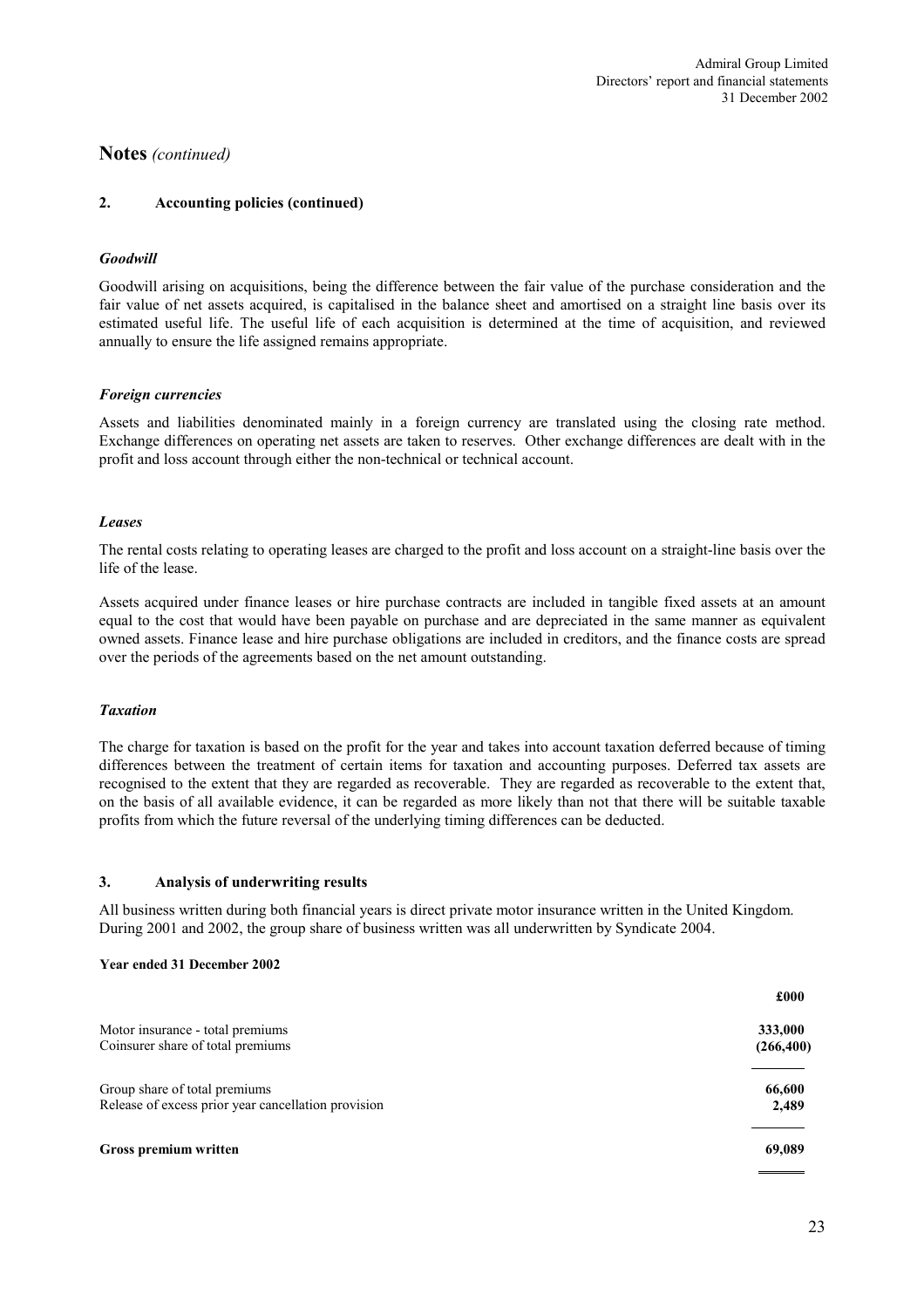# Notes *(continued)*

## 2. Accounting policies (continued)

### *Goodwill*

Goodwill arising on acquisitions, being the difference between the fair value of the purchase consideration and the fair value of net assets acquired, is capitalised in the balance sheet and amortised on a straight line basis over its estimated useful life. The useful life of each acquisition is determined at the time of acquisition, and reviewed annually to ensure the life assigned remains appropriate.

### *Foreign currencies*

Assets and liabilities denominated mainly in a foreign currency are translated using the closing rate method. Exchange differences on operating net assets are taken to reserves. Other exchange differences are dealt with in the profit and loss account through either the non-technical or technical account.

### *Leases*

The rental costs relating to operating leases are charged to the profit and loss account on a straight-line basis over the life of the lease.

Assets acquired under finance leases or hire purchase contracts are included in tangible fixed assets at an amount equal to the cost that would have been payable on purchase and are depreciated in the same manner as equivalent owned assets. Finance lease and hire purchase obligations are included in creditors, and the finance costs are spread over the periods of the agreements based on the net amount outstanding.

### *Taxation*

The charge for taxation is based on the profit for the year and takes into account taxation deferred because of timing differences between the treatment of certain items for taxation and accounting purposes. Deferred tax assets are recognised to the extent that they are regarded as recoverable. They are regarded as recoverable to the extent that, on the basis of all available evidence, it can be regarded as more likely than not that there will be suitable taxable profits from which the future reversal of the underlying timing differences can be deducted.

## 3. Analysis of underwriting results

All business written during both financial years is direct private motor insurance written in the United Kingdom. During 2001 and 2002, the group share of business written was all underwritten by Syndicate 2004.

**Year ended 31 December 2002**

| | **£000** |
|---|---|
| Motor insurance - total premiums | **333,000** |
| Coinsurer share of total premiums | **(266,400)** |
| Group share of total premiums | **66,600** |
| Release of excess prior year cancellation provision | **2,489** |
| **Gross premium written** | **69,089** |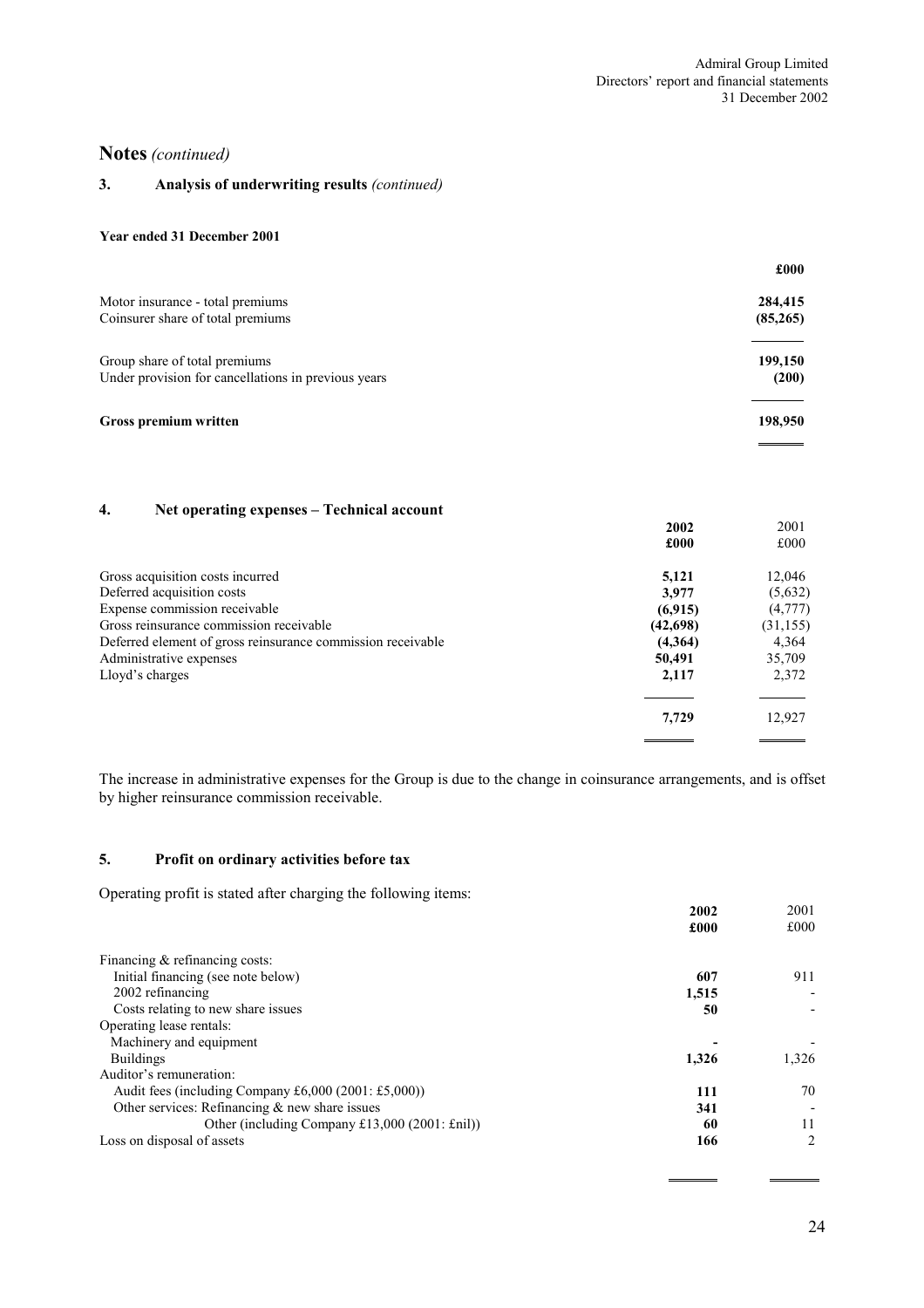## Notes *(continued)*

### 3. Analysis of underwriting results *(continued)*

**Year ended 31 December 2001**

| | £000 |
|---|---|
| Motor insurance - total premiums | 284,415 |
| Coinsurer share of total premiums | (85,265) |
| Group share of total premiums | 199,150 |
| Under provision for cancellations in previous years | (200) |
| **Gross premium written** | **198,950** |

### 4. Net operating expenses – Technical account

| | 2002 £000 | 2001 £000 |
|---|---|---|
| Gross acquisition costs incurred | **5,121** | 12,046 |
| Deferred acquisition costs | **3,977** | (5,632) |
| Expense commission receivable | **(6,915)** | (4,777) |
| Gross reinsurance commission receivable | **(42,698)** | (31,155) |
| Deferred element of gross reinsurance commission receivable | **(4,364)** | 4,364 |
| Administrative expenses | **50,491** | 35,709 |
| Lloyd's charges | **2,117** | 2,372 |
| | **7,729** | 12,927 |

The increase in administrative expenses for the Group is due to the change in coinsurance arrangements, and is offset by higher reinsurance commission receivable.

### 5. Profit on ordinary activities before tax

Operating profit is stated after charging the following items:

| | 2002 £000 | 2001 £000 |
|---|---|---|
| Financing & refinancing costs: | | |
| Initial financing (see note below) | **607** | 911 |
| 2002 refinancing | **1,515** | - |
| Costs relating to new share issues | **50** | - |
| Operating lease rentals: | | |
| Machinery and equipment | **-** | - |
| Buildings | **1,326** | 1,326 |
| Auditor's remuneration: | | |
| Audit fees (including Company £6,000 (2001: £5,000)) | **111** | 70 |
| Other services: Refinancing & new share issues | **341** | - |
| Other (including Company £13,000 (2001: £nil)) | **60** | 11 |
| Loss on disposal of assets | **166** | 2 |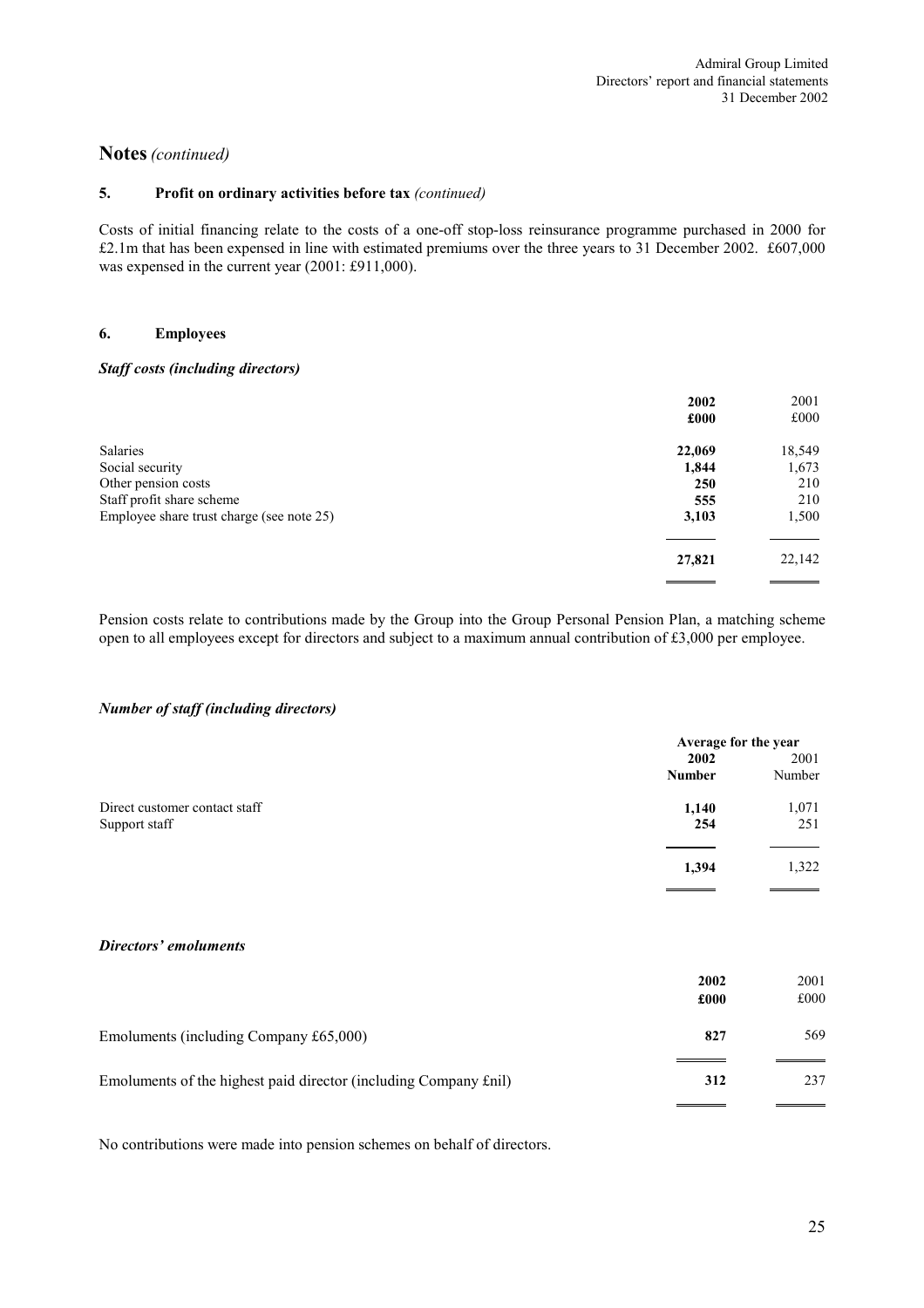## Notes *(continued)*

### 5. Profit on ordinary activities before tax *(continued)*

Costs of initial financing relate to the costs of a one-off stop-loss reinsurance programme purchased in 2000 for £2.1m that has been expensed in line with estimated premiums over the three years to 31 December 2002. £607,000 was expensed in the current year (2001: £911,000).

### 6. Employees

***Staff costs (including directors)***

| | 2002 £000 | 2001 £000 |
|---|---|---|
| Salaries | **22,069** | 18,549 |
| Social security | **1,844** | 1,673 |
| Other pension costs | **250** | 210 |
| Staff profit share scheme | **555** | 210 |
| Employee share trust charge (see note 25) | **3,103** | 1,500 |
| | **27,821** | 22,142 |

Pension costs relate to contributions made by the Group into the Group Personal Pension Plan, a matching scheme open to all employees except for directors and subject to a maximum annual contribution of £3,000 per employee.

***Number of staff (including directors)***

| | Average for the year | |
|---|---|---|
| | 2002 Number | 2001 Number |
| Direct customer contact staff | **1,140** | 1,071 |
| Support staff | **254** | 251 |
| | **1,394** | 1,322 |

***Directors' emoluments***

| | 2002 £000 | 2001 £000 |
|---|---|---|
| Emoluments (including Company £65,000) | **827** | 569 |
| Emoluments of the highest paid director (including Company £nil) | **312** | 237 |

No contributions were made into pension schemes on behalf of directors.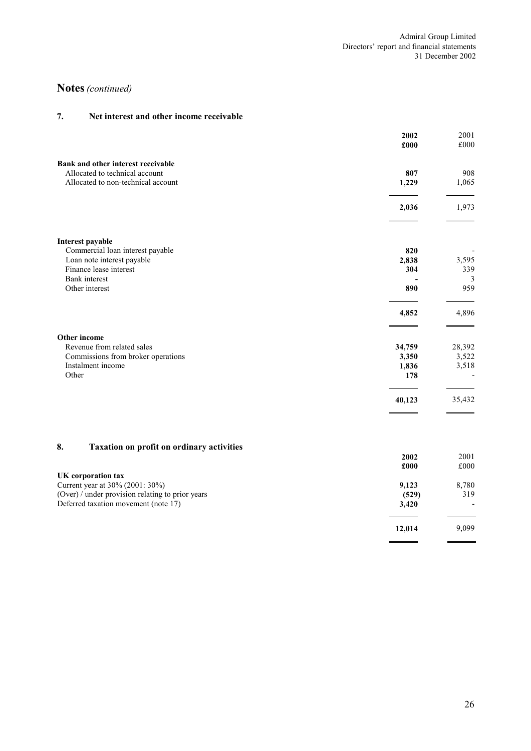# Notes *(continued)*

## 7. Net interest and other income receivable

| | 2002 £000 | 2001 £000 |
|---|---|---|
| **Bank and other interest receivable** | | |
| Allocated to technical account | **807** | 908 |
| Allocated to non-technical account | **1,229** | 1,065 |
| | **2,036** | 1,973 |
| **Interest payable** | | |
| Commercial loan interest payable | **820** | - |
| Loan note interest payable | **2,838** | 3,595 |
| Finance lease interest | **304** | 339 |
| Bank interest | **-** | 3 |
| Other interest | **890** | 959 |
| | **4,852** | 4,896 |
| **Other income** | | |
| Revenue from related sales | **34,759** | 28,392 |
| Commissions from broker operations | **3,350** | 3,522 |
| Instalment income | **1,836** | 3,518 |
| Other | **178** | - |
| | **40,123** | 35,432 |

## 8. Taxation on profit on ordinary activities

| | 2002 £000 | 2001 £000 |
|---|---|---|
| **UK corporation tax** | | |
| Current year at 30% (2001: 30%) | **9,123** | 8,780 |
| (Over) / under provision relating to prior years | **(529)** | 319 |
| Deferred taxation movement (note 17) | **3,420** | - |
| | **12,014** | 9,099 |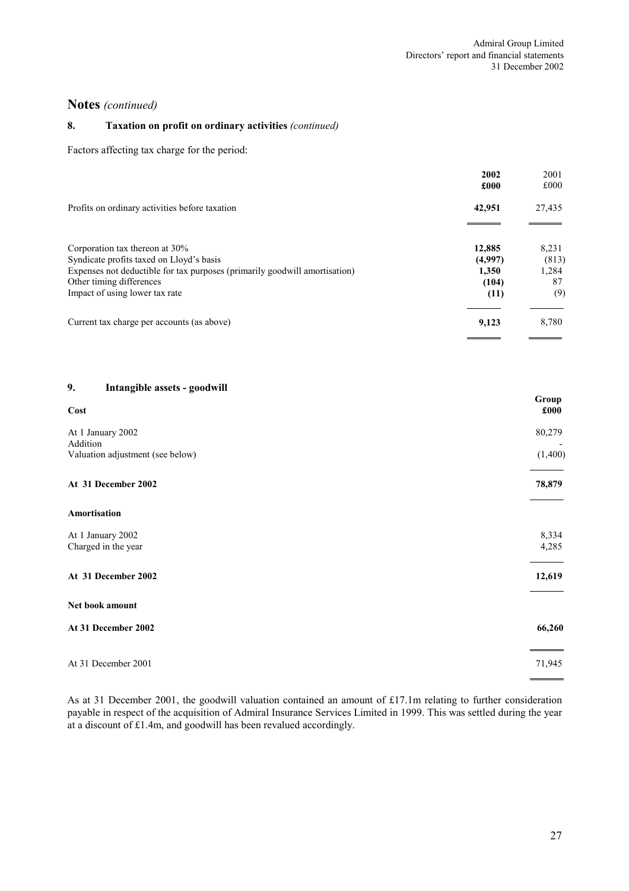## Notes *(continued)*

### 8. Taxation on profit on ordinary activities *(continued)*

Factors affecting tax charge for the period:

| | 2002<br>£000 | 2001<br>£000 |
|---|---|---|
| Profits on ordinary activities before taxation | **42,951** | 27,435 |
| Corporation tax thereon at 30% | **12,885** | 8,231 |
| Syndicate profits taxed on Lloyd's basis | **(4,997)** | (813) |
| Expenses not deductible for tax purposes (primarily goodwill amortisation) | **1,350** | 1,284 |
| Other timing differences | **(104)** | 87 |
| Impact of using lower tax rate | **(11)** | (9) |
| Current tax charge per accounts (as above) | **9,123** | 8,780 |

### 9. Intangible assets - goodwill

| | Group<br>£000 |
|---|---|
| **Cost** | |
| At 1 January 2002 | 80,279 |
| Addition | - |
| Valuation adjustment (see below) | (1,400) |
| **At 31 December 2002** | **78,879** |
| **Amortisation** | |
| At 1 January 2002 | 8,334 |
| Charged in the year | 4,285 |
| **At 31 December 2002** | **12,619** |
| **Net book amount** | |
| **At 31 December 2002** | **66,260** |
| At 31 December 2001 | 71,945 |

As at 31 December 2001, the goodwill valuation contained an amount of £17.1m relating to further consideration payable in respect of the acquisition of Admiral Insurance Services Limited in 1999. This was settled during the year at a discount of £1.4m, and goodwill has been revalued accordingly.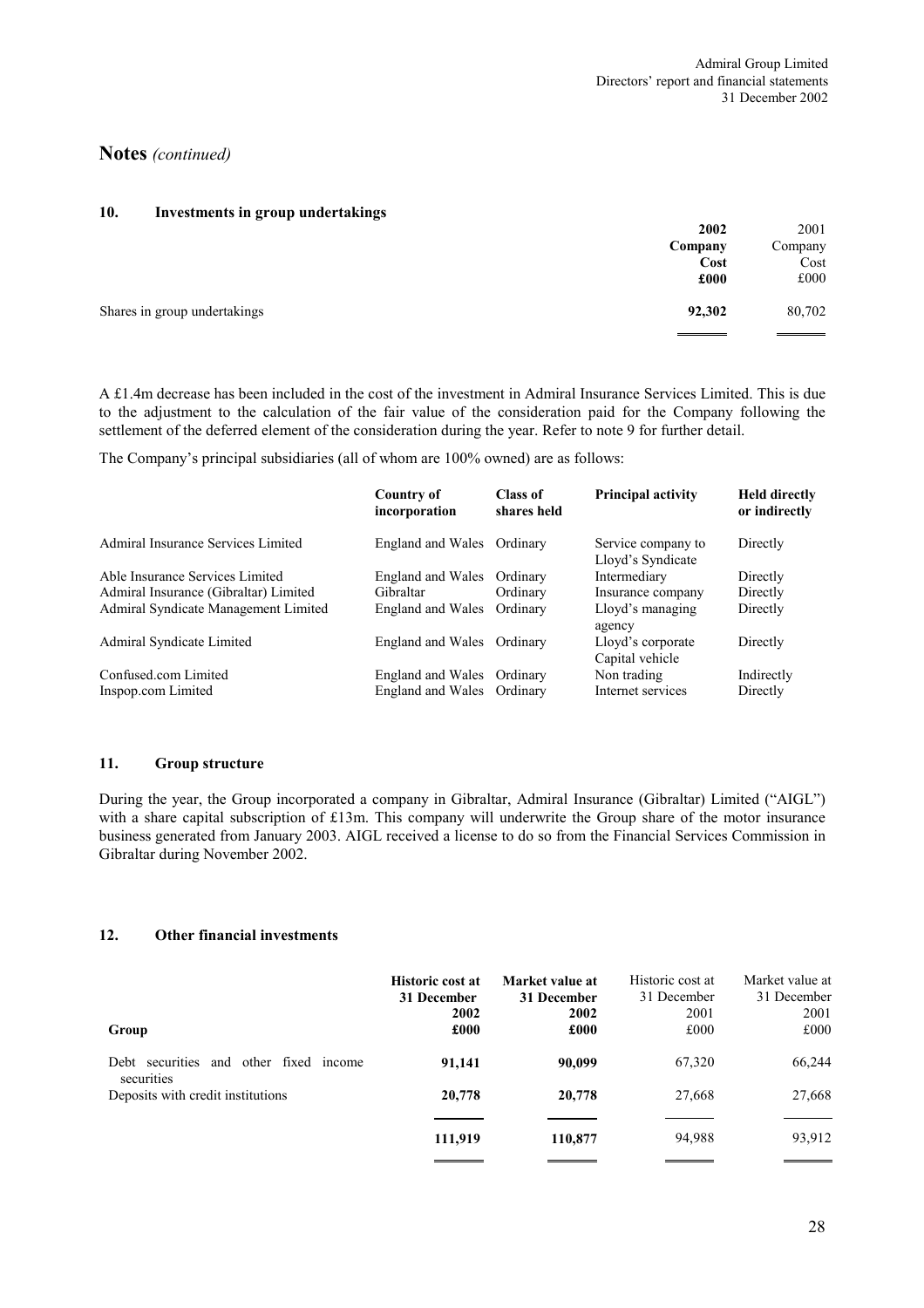## Notes *(continued)*

### 10. Investments in group undertakings

| | **2002 Company Cost £000** | 2001 Company Cost £000 |
|---|---|---|
| Shares in group undertakings | **92,302** | 80,702 |

A £1.4m decrease has been included in the cost of the investment in Admiral Insurance Services Limited. This is due to the adjustment to the calculation of the fair value of the consideration paid for the Company following the settlement of the deferred element of the consideration during the year. Refer to note 9 for further detail.

The Company's principal subsidiaries (all of whom are 100% owned) are as follows:

| | **Country of incorporation** | **Class of shares held** | **Principal activity** | **Held directly or indirectly** |
|---|---|---|---|---|
| Admiral Insurance Services Limited | England and Wales | Ordinary | Service company to Lloyd's Syndicate | Directly |
| Able Insurance Services Limited | England and Wales | Ordinary | Intermediary | Directly |
| Admiral Insurance (Gibraltar) Limited | Gibraltar | Ordinary | Insurance company | Directly |
| Admiral Syndicate Management Limited | England and Wales | Ordinary | Lloyd's managing agency | Directly |
| Admiral Syndicate Limited | England and Wales | Ordinary | Lloyd's corporate Capital vehicle | Directly |
| Confused.com Limited | England and Wales | Ordinary | Non trading | Indirectly |
| Inspop.com Limited | England and Wales | Ordinary | Internet services | Directly |

### 11. Group structure

During the year, the Group incorporated a company in Gibraltar, Admiral Insurance (Gibraltar) Limited ("AIGL") with a share capital subscription of £13m. This company will underwrite the Group share of the motor insurance business generated from January 2003. AIGL received a license to do so from the Financial Services Commission in Gibraltar during November 2002.

### 12. Other financial investments

| **Group** | **Historic cost at 31 December 2002 £000** | **Market value at 31 December 2002 £000** | Historic cost at 31 December 2001 £000 | Market value at 31 December 2001 £000 |
|---|---|---|---|---|
| Debt securities and other fixed income securities | **91,141** | **90,099** | 67,320 | 66,244 |
| Deposits with credit institutions | **20,778** | **20,778** | 27,668 | 27,668 |
| | **111,919** | **110,877** | 94,988 | 93,912 |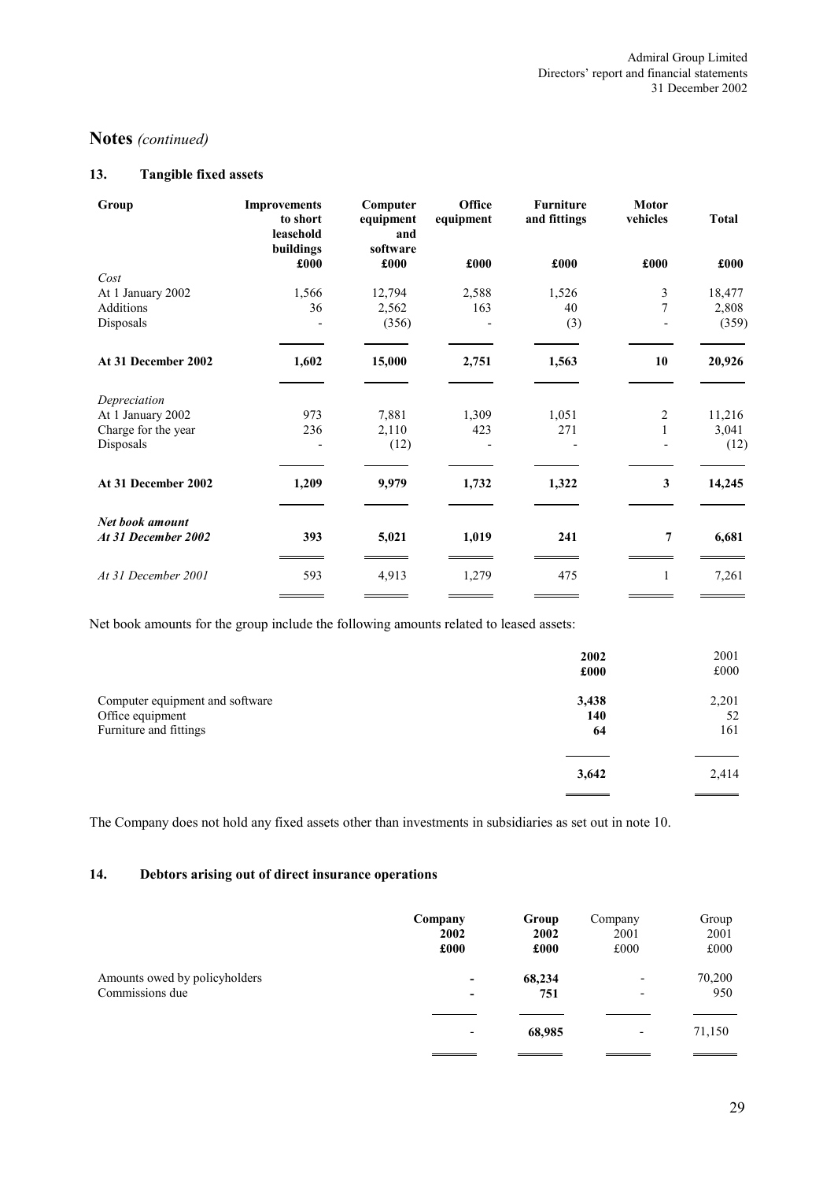# Notes *(continued)*

## 13. Tangible fixed assets

| Group | Improvements to short leasehold buildings | Computer equipment and software | Office equipment | Furniture and fittings | Motor vehicles | Total |
|---|---|---|---|---|---|---|
| | £000 | £000 | £000 | £000 | £000 | £000 |
| *Cost* | | | | | | |
| At 1 January 2002 | 1,566 | 12,794 | 2,588 | 1,526 | 3 | 18,477 |
| Additions | 36 | 2,562 | 163 | 40 | 7 | 2,808 |
| Disposals | - | (356) | - | (3) | - | (359) |
| **At 31 December 2002** | **1,602** | **15,000** | **2,751** | **1,563** | **10** | **20,926** |
| *Depreciation* | | | | | | |
| At 1 January 2002 | 973 | 7,881 | 1,309 | 1,051 | 2 | 11,216 |
| Charge for the year | 236 | 2,110 | 423 | 271 | 1 | 3,041 |
| Disposals | - | (12) | - | - | - | (12) |
| **At 31 December 2002** | **1,209** | **9,979** | **1,732** | **1,322** | **3** | **14,245** |
| ***Net book amount*** | | | | | | |
| ***At 31 December 2002*** | **393** | **5,021** | **1,019** | **241** | **7** | **6,681** |
| *At 31 December 2001* | 593 | 4,913 | 1,279 | 475 | 1 | 7,261 |

Net book amounts for the group include the following amounts related to leased assets:

| | 2002 | 2001 |
|---|---|---|
| | £000 | £000 |
| Computer equipment and software | **3,438** | 2,201 |
| Office equipment | **140** | 52 |
| Furniture and fittings | **64** | 161 |
| | **3,642** | 2,414 |

The Company does not hold any fixed assets other than investments in subsidiaries as set out in note 10.

## 14. Debtors arising out of direct insurance operations

| | Company 2002 | Group 2002 | Company 2001 | Group 2001 |
|---|---|---|---|---|
| | £000 | £000 | £000 | £000 |
| Amounts owed by policyholders | **-** | **68,234** | - | 70,200 |
| Commissions due | **-** | **751** | - | 950 |
| | - | **68,985** | - | 71,150 |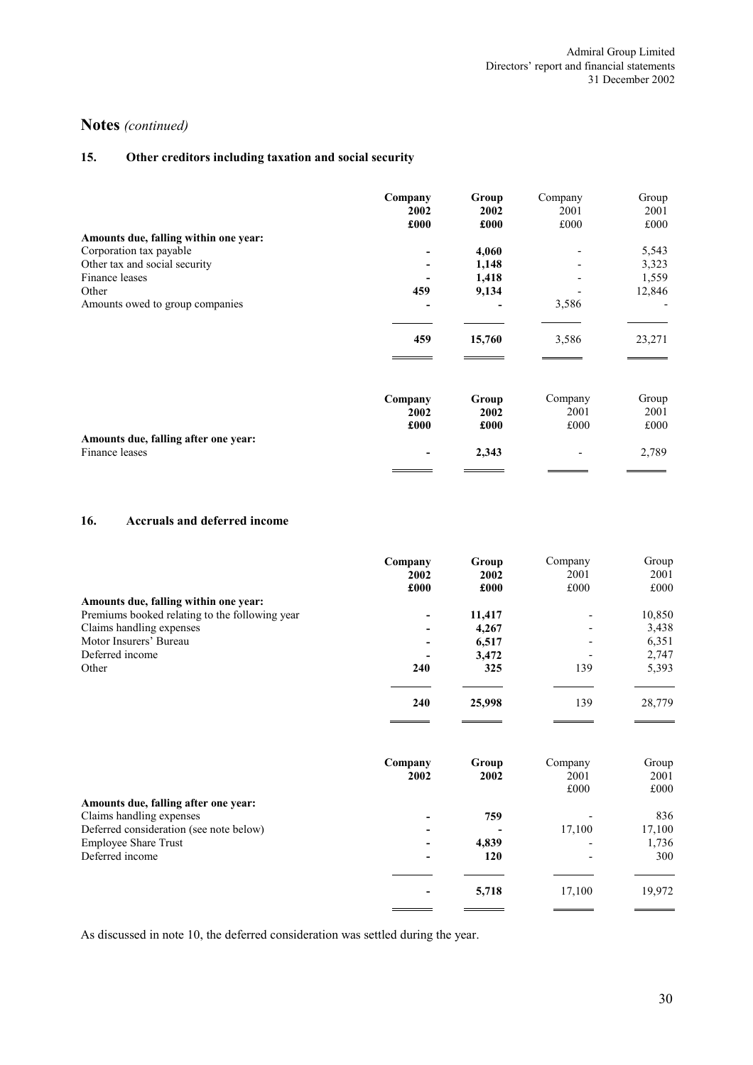## Notes *(continued)*

### 15. Other creditors including taxation and social security

| | **Company 2002 £000** | **Group 2002 £000** | Company 2001 £000 | Group 2001 £000 |
|---|---|---|---|---|
| **Amounts due, falling within one year:** | | | | |
| Corporation tax payable | **-** | **4,060** | - | 5,543 |
| Other tax and social security | **-** | **1,148** | - | 3,323 |
| Finance leases | **-** | **1,418** | - | 1,559 |
| Other | **459** | **9,134** | - | 12,846 |
| Amounts owed to group companies | **-** | **-** | 3,586 | - |
| | **459** | **15,760** | 3,586 | 23,271 |

| | **Company 2002 £000** | **Group 2002 £000** | Company 2001 £000 | Group 2001 £000 |
|---|---|---|---|---|
| **Amounts due, falling after one year:** | | | | |
| Finance leases | **-** | **2,343** | - | 2,789 |

### 16. Accruals and deferred income

| | **Company 2002 £000** | **Group 2002 £000** | Company 2001 £000 | Group 2001 £000 |
|---|---|---|---|---|
| **Amounts due, falling within one year:** | | | | |
| Premiums booked relating to the following year | **-** | **11,417** | - | 10,850 |
| Claims handling expenses | **-** | **4,267** | - | 3,438 |
| Motor Insurers' Bureau | **-** | **6,517** | - | 6,351 |
| Deferred income | **-** | **3,472** | - | 2,747 |
| Other | **240** | **325** | 139 | 5,393 |
| | **240** | **25,998** | 139 | 28,779 |

| | **Company 2002** | **Group 2002** | Company 2001 £000 | Group 2001 £000 |
|---|---|---|---|---|
| **Amounts due, falling after one year:** | | | | |
| Claims handling expenses | **-** | **759** | - | 836 |
| Deferred consideration (see note below) | **-** | **-** | 17,100 | 17,100 |
| Employee Share Trust | **-** | **4,839** | - | 1,736 |
| Deferred income | **-** | **120** | - | 300 |
| | **-** | **5,718** | 17,100 | 19,972 |

As discussed in note 10, the deferred consideration was settled during the year.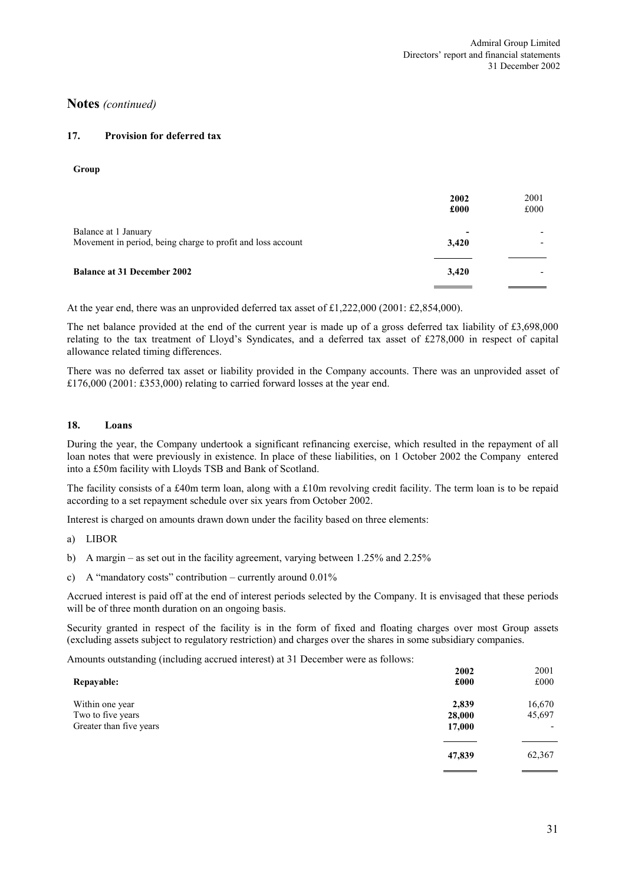# Notes *(continued)*

## 17. Provision for deferred tax

**Group**

| | **2002** **£000** | 2001 £000 |
|---|---|---|
| Balance at 1 January | - | - |
| Movement in period, being charge to profit and loss account | **3,420** | - |
| **Balance at 31 December 2002** | **3,420** | - |

At the year end, there was an unprovided deferred tax asset of £1,222,000 (2001: £2,854,000).

The net balance provided at the end of the current year is made up of a gross deferred tax liability of £3,698,000 relating to the tax treatment of Lloyd's Syndicates, and a deferred tax asset of £278,000 in respect of capital allowance related timing differences.

There was no deferred tax asset or liability provided in the Company accounts. There was an unprovided asset of £176,000 (2001: £353,000) relating to carried forward losses at the year end.

## 18. Loans

During the year, the Company undertook a significant refinancing exercise, which resulted in the repayment of all loan notes that were previously in existence. In place of these liabilities, on 1 October 2002 the Company entered into a £50m facility with Lloyds TSB and Bank of Scotland.

The facility consists of a £40m term loan, along with a £10m revolving credit facility. The term loan is to be repaid according to a set repayment schedule over six years from October 2002.

Interest is charged on amounts drawn down under the facility based on three elements:

a) LIBOR

b) A margin – as set out in the facility agreement, varying between 1.25% and 2.25%

c) A "mandatory costs" contribution – currently around 0.01%

Accrued interest is paid off at the end of interest periods selected by the Company. It is envisaged that these periods will be of three month duration on an ongoing basis.

Security granted in respect of the facility is in the form of fixed and floating charges over most Group assets (excluding assets subject to regulatory restriction) and charges over the shares in some subsidiary companies.

Amounts outstanding (including accrued interest) at 31 December were as follows:

| **Repayable:** | **2002** **£000** | 2001 £000 |
|---|---|---|
| Within one year | **2,839** | 16,670 |
| Two to five years | **28,000** | 45,697 |
| Greater than five years | **17,000** | - |
| | **47,839** | 62,367 |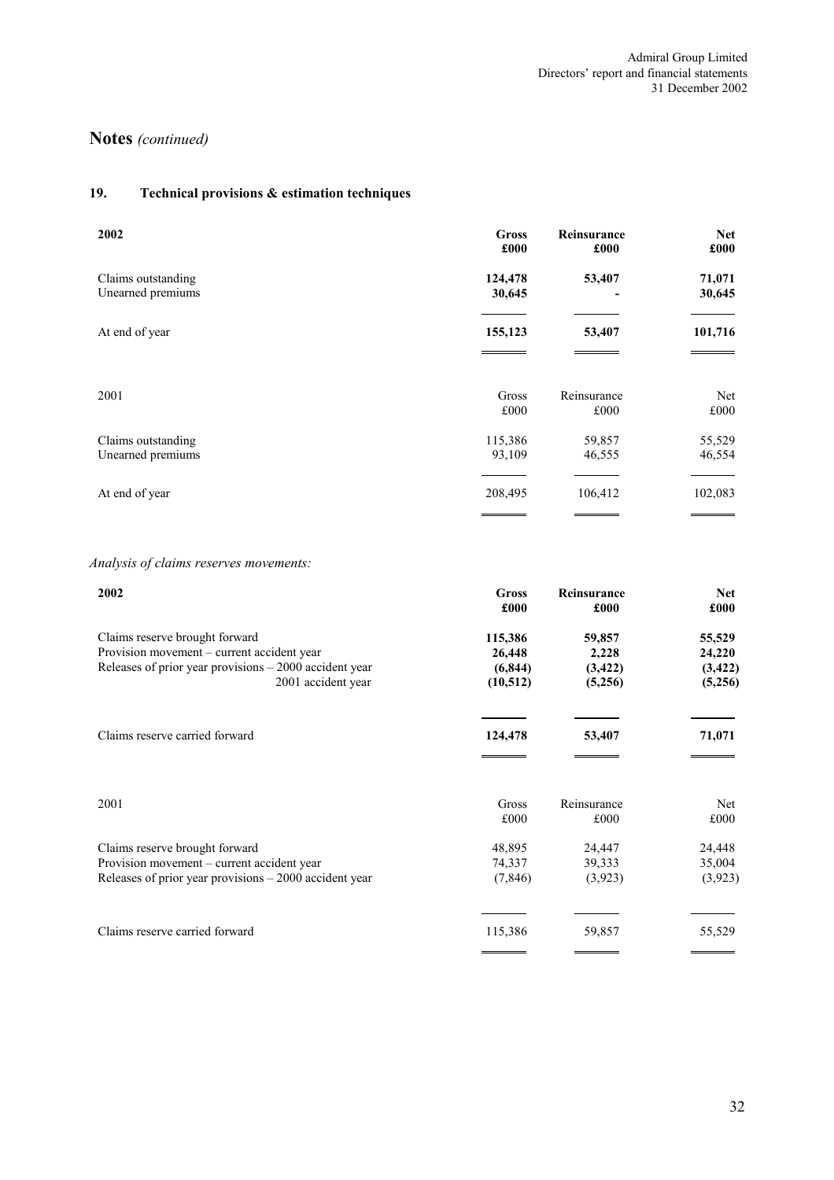# Notes *(continued)*

## 19. Technical provisions & estimation techniques

| **2002** | **Gross £000** | **Reinsurance £000** | **Net £000** |
|---|---|---|---|
| Claims outstanding | **124,478** | **53,407** | **71,071** |
| Unearned premiums | **30,645** | **-** | **30,645** |
| At end of year | **155,123** | **53,407** | **101,716** |

| 2001 | Gross £000 | Reinsurance £000 | Net £000 |
|---|---|---|---|
| Claims outstanding | 115,386 | 59,857 | 55,529 |
| Unearned premiums | 93,109 | 46,555 | 46,554 |
| At end of year | 208,495 | 106,412 | 102,083 |

*Analysis of claims reserves movements:*

| **2002** | **Gross £000** | **Reinsurance £000** | **Net £000** |
|---|---|---|---|
| Claims reserve brought forward | **115,386** | **59,857** | **55,529** |
| Provision movement – current accident year | **26,448** | **2,228** | **24,220** |
| Releases of prior year provisions – 2000 accident year | **(6,844)** | **(3,422)** | **(3,422)** |
| 2001 accident year | **(10,512)** | **(5,256)** | **(5,256)** |
| Claims reserve carried forward | **124,478** | **53,407** | **71,071** |

| 2001 | Gross £000 | Reinsurance £000 | Net £000 |
|---|---|---|---|
| Claims reserve brought forward | 48,895 | 24,447 | 24,448 |
| Provision movement – current accident year | 74,337 | 39,333 | 35,004 |
| Releases of prior year provisions – 2000 accident year | (7,846) | (3,923) | (3,923) |
| Claims reserve carried forward | 115,386 | 59,857 | 55,529 |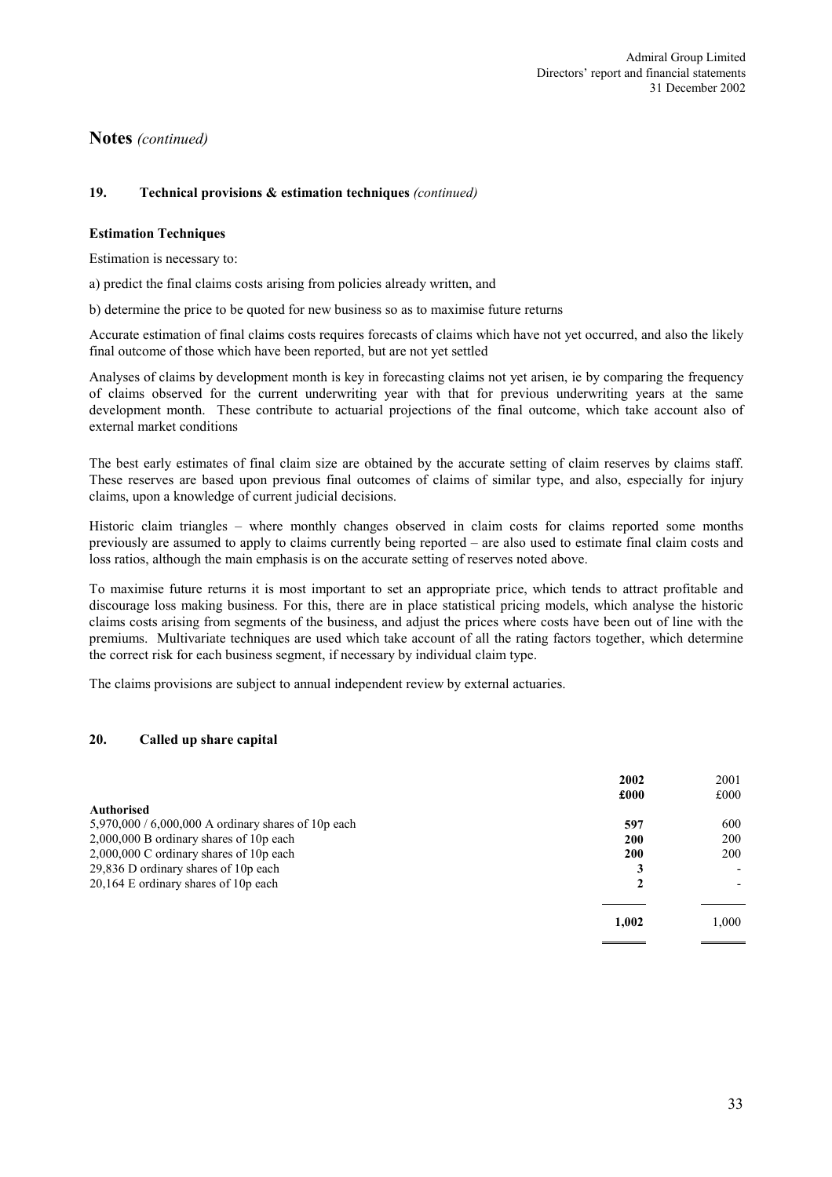## Notes *(continued)*

### 19. Technical provisions & estimation techniques *(continued)*

**Estimation Techniques**

Estimation is necessary to:

a) predict the final claims costs arising from policies already written, and

b) determine the price to be quoted for new business so as to maximise future returns

Accurate estimation of final claims costs requires forecasts of claims which have not yet occurred, and also the likely final outcome of those which have been reported, but are not yet settled

Analyses of claims by development month is key in forecasting claims not yet arisen, ie by comparing the frequency of claims observed for the current underwriting year with that for previous underwriting years at the same development month. These contribute to actuarial projections of the final outcome, which take account also of external market conditions

The best early estimates of final claim size are obtained by the accurate setting of claim reserves by claims staff. These reserves are based upon previous final outcomes of claims of similar type, and also, especially for injury claims, upon a knowledge of current judicial decisions.

Historic claim triangles – where monthly changes observed in claim costs for claims reported some months previously are assumed to apply to claims currently being reported – are also used to estimate final claim costs and loss ratios, although the main emphasis is on the accurate setting of reserves noted above.

To maximise future returns it is most important to set an appropriate price, which tends to attract profitable and discourage loss making business. For this, there are in place statistical pricing models, which analyse the historic claims costs arising from segments of the business, and adjust the prices where costs have been out of line with the premiums. Multivariate techniques are used which take account of all the rating factors together, which determine the correct risk for each business segment, if necessary by individual claim type.

The claims provisions are subject to annual independent review by external actuaries.

### 20. Called up share capital

| | **2002** | 2001 |
|---|---|---|
| | **£000** | £000 |
| **Authorised** | | |
| 5,970,000 / 6,000,000 A ordinary shares of 10p each | **597** | 600 |
| 2,000,000 B ordinary shares of 10p each | **200** | 200 |
| 2,000,000 C ordinary shares of 10p each | **200** | 200 |
| 29,836 D ordinary shares of 10p each | **3** | - |
| 20,164 E ordinary shares of 10p each | **2** | - |
| | **1,002** | 1,000 |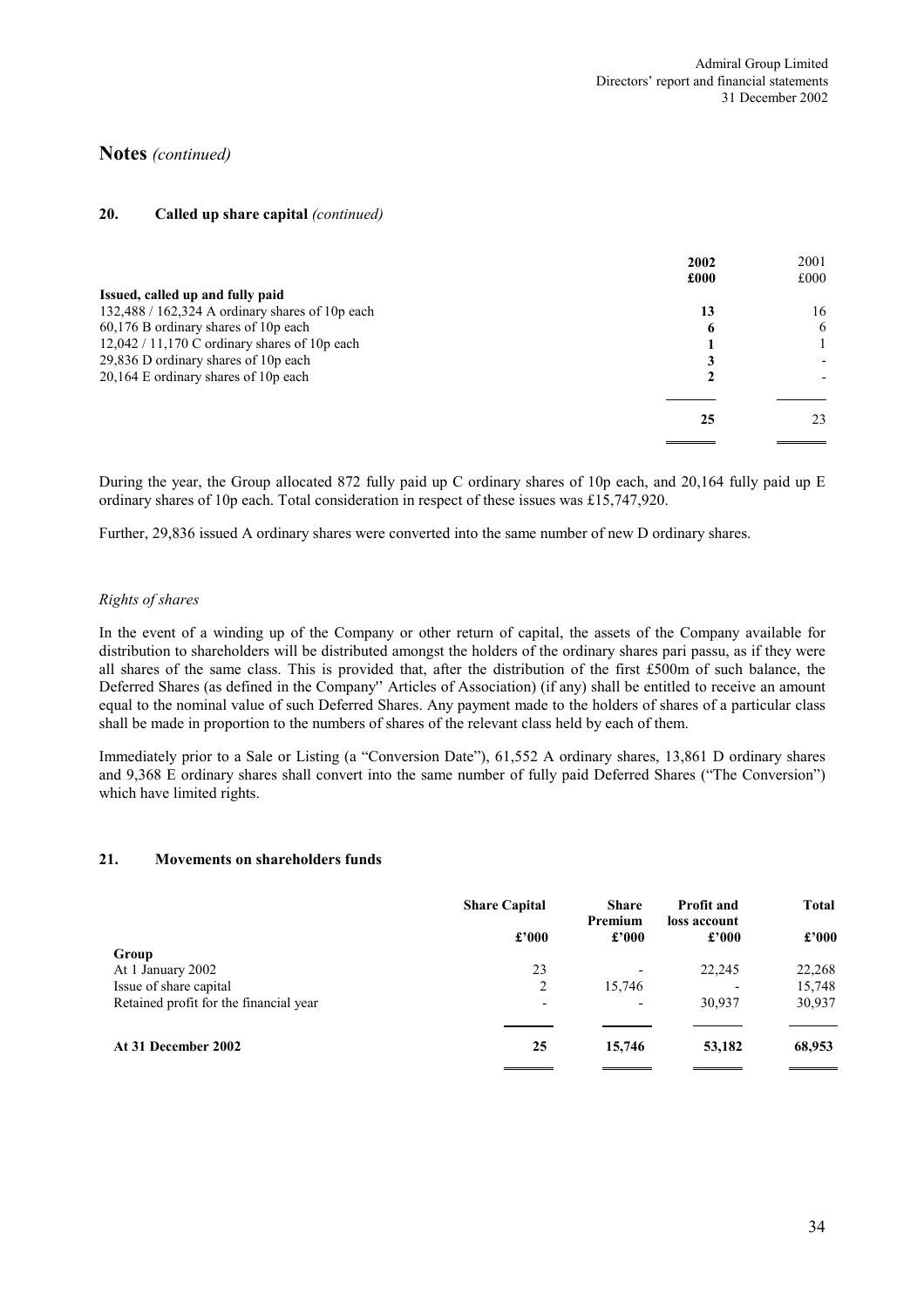## Notes *(continued)*

### 20. Called up share capital *(continued)*

| | 2002 £000 | 2001 £000 |
|---|---|---|
| **Issued, called up and fully paid** | | |
| 132,488 / 162,324 A ordinary shares of 10p each | **13** | 16 |
| 60,176 B ordinary shares of 10p each | **6** | 6 |
| 12,042 / 11,170 C ordinary shares of 10p each | **1** | 1 |
| 29,836 D ordinary shares of 10p each | **3** | - |
| 20,164 E ordinary shares of 10p each | **2** | - |
| | **25** | 23 |

During the year, the Group allocated 872 fully paid up C ordinary shares of 10p each, and 20,164 fully paid up E ordinary shares of 10p each. Total consideration in respect of these issues was £15,747,920.

Further, 29,836 issued A ordinary shares were converted into the same number of new D ordinary shares.

*Rights of shares*

In the event of a winding up of the Company or other return of capital, the assets of the Company available for distribution to shareholders will be distributed amongst the holders of the ordinary shares pari passu, as if they were all shares of the same class. This is provided that, after the distribution of the first £500m of such balance, the Deferred Shares (as defined in the Company'' Articles of Association) (if any) shall be entitled to receive an amount equal to the nominal value of such Deferred Shares. Any payment made to the holders of shares of a particular class shall be made in proportion to the numbers of shares of the relevant class held by each of them.

Immediately prior to a Sale or Listing (a "Conversion Date"), 61,552 A ordinary shares, 13,861 D ordinary shares and 9,368 E ordinary shares shall convert into the same number of fully paid Deferred Shares ("The Conversion") which have limited rights.

### 21. Movements on shareholders funds

| | **Share Capital** £'000 | **Share Premium** £'000 | **Profit and loss account** £'000 | **Total** £'000 |
|---|---|---|---|---|
| **Group** | | | | |
| At 1 January 2002 | 23 | - | 22,245 | 22,268 |
| Issue of share capital | 2 | 15,746 | - | 15,748 |
| Retained profit for the financial year | - | - | 30,937 | 30,937 |
| **At 31 December 2002** | **25** | **15,746** | **53,182** | **68,953** |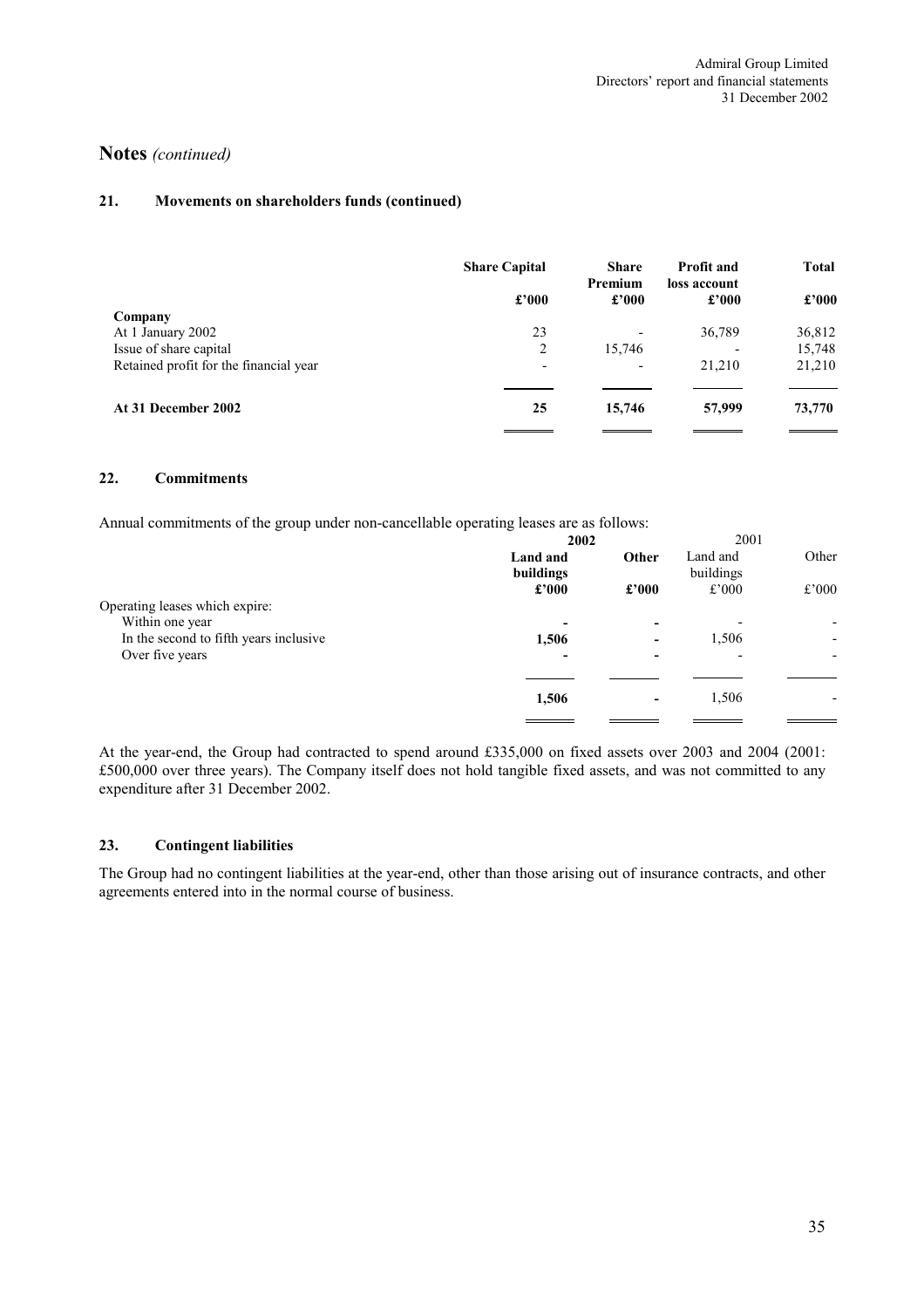# Notes *(continued)*

## 21. Movements on shareholders funds (continued)

| | Share Capital | Share Premium | Profit and loss account | Total |
|---|---|---|---|---|
| | £'000 | £'000 | £'000 | £'000 |
| **Company** | | | | |
| At 1 January 2002 | 23 | - | 36,789 | 36,812 |
| Issue of share capital | 2 | 15,746 | - | 15,748 |
| Retained profit for the financial year | - | - | 21,210 | 21,210 |
| **At 31 December 2002** | **25** | **15,746** | **57,999** | **73,770** |

## 22. Commitments

Annual commitments of the group under non-cancellable operating leases are as follows:

| | **2002** | | 2001 | |
|---|---|---|---|---|
| | **Land and buildings** | **Other** | Land and buildings | Other |
| | **£'000** | **£'000** | £'000 | £'000 |
| Operating leases which expire: | | | | |
| Within one year | **-** | **-** | - | - |
| In the second to fifth years inclusive | **1,506** | **-** | 1,506 | - |
| Over five years | **-** | **-** | - | - |
| | **1,506** | **-** | 1,506 | - |

At the year-end, the Group had contracted to spend around £335,000 on fixed assets over 2003 and 2004 (2001: £500,000 over three years). The Company itself does not hold tangible fixed assets, and was not committed to any expenditure after 31 December 2002.

## 23. Contingent liabilities

The Group had no contingent liabilities at the year-end, other than those arising out of insurance contracts, and other agreements entered into in the normal course of business.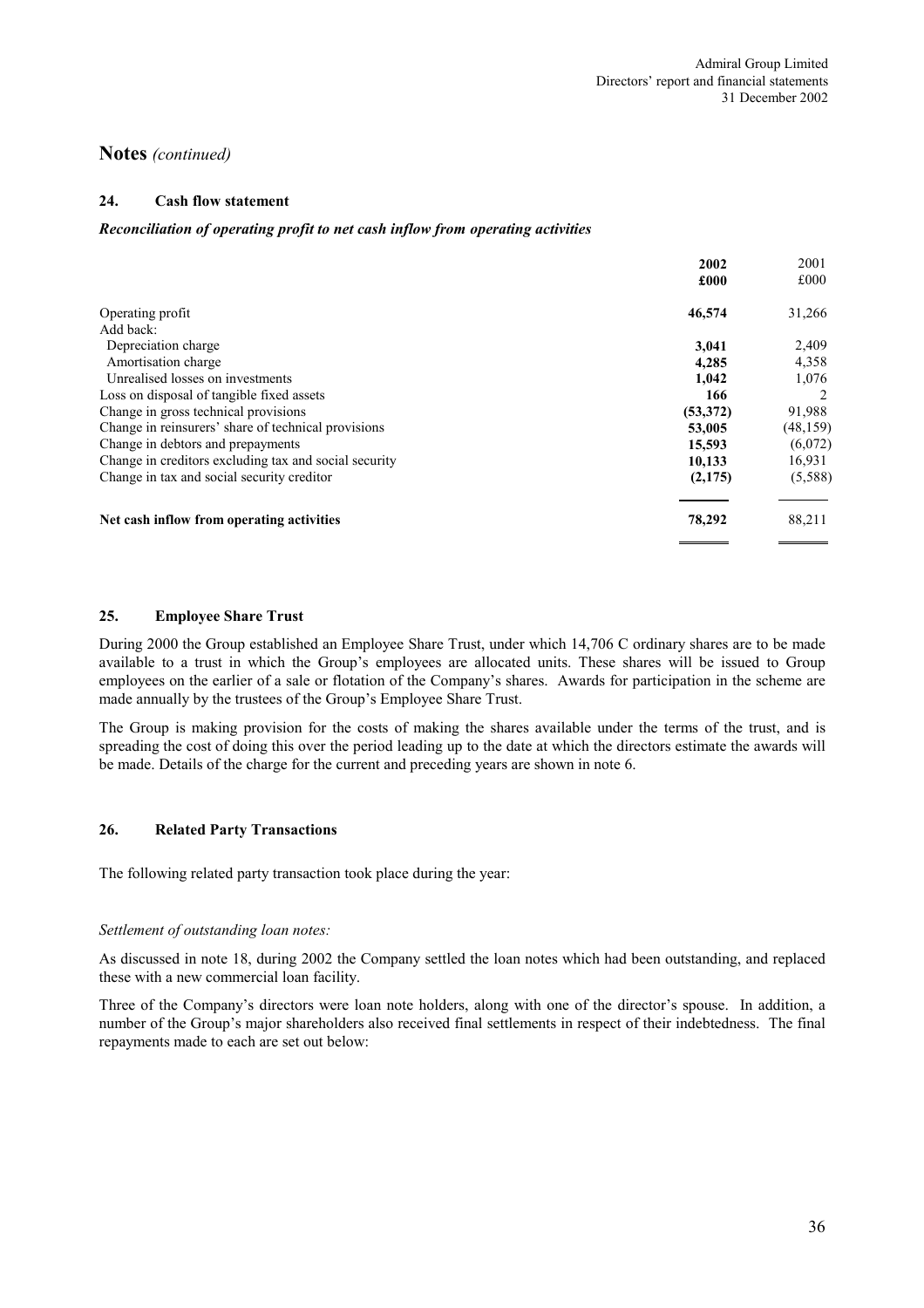## Notes *(continued)*

### 24. Cash flow statement

***Reconciliation of operating profit to net cash inflow from operating activities***

| | **2002** | 2001 |
|---|---|---|
| | **£000** | £000 |
| Operating profit | **46,574** | 31,266 |
| Add back: | | |
| Depreciation charge | **3,041** | 2,409 |
| Amortisation charge | **4,285** | 4,358 |
| Unrealised losses on investments | **1,042** | 1,076 |
| Loss on disposal of tangible fixed assets | **166** | 2 |
| Change in gross technical provisions | **(53,372)** | 91,988 |
| Change in reinsurers' share of technical provisions | **53,005** | (48,159) |
| Change in debtors and prepayments | **15,593** | (6,072) |
| Change in creditors excluding tax and social security | **10,133** | 16,931 |
| Change in tax and social security creditor | **(2,175)** | (5,588) |
| **Net cash inflow from operating activities** | **78,292** | 88,211 |

### 25. Employee Share Trust

During 2000 the Group established an Employee Share Trust, under which 14,706 C ordinary shares are to be made available to a trust in which the Group's employees are allocated units. These shares will be issued to Group employees on the earlier of a sale or flotation of the Company's shares. Awards for participation in the scheme are made annually by the trustees of the Group's Employee Share Trust.

The Group is making provision for the costs of making the shares available under the terms of the trust, and is spreading the cost of doing this over the period leading up to the date at which the directors estimate the awards will be made. Details of the charge for the current and preceding years are shown in note 6.

### 26. Related Party Transactions

The following related party transaction took place during the year:

*Settlement of outstanding loan notes:*

As discussed in note 18, during 2002 the Company settled the loan notes which had been outstanding, and replaced these with a new commercial loan facility.

Three of the Company's directors were loan note holders, along with one of the director's spouse. In addition, a number of the Group's major shareholders also received final settlements in respect of their indebtedness. The final repayments made to each are set out below: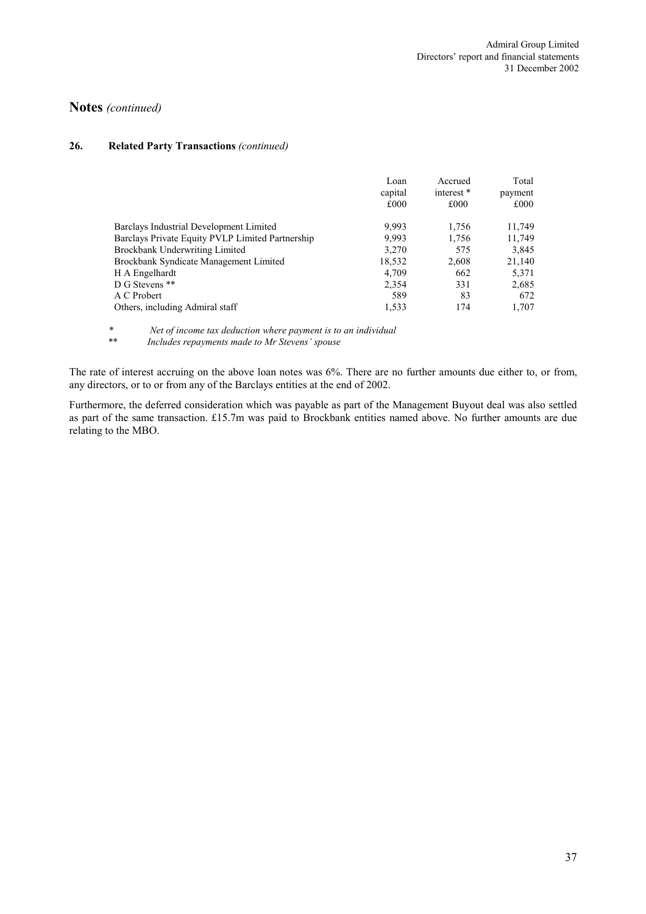# Notes *(continued)*

## 26. Related Party Transactions *(continued)*

| | Loan capital £000 | Accrued interest * £000 | Total payment £000 |
|---|---|---|---|
| Barclays Industrial Development Limited | 9,993 | 1,756 | 11,749 |
| Barclays Private Equity PVLP Limited Partnership | 9,993 | 1,756 | 11,749 |
| Brockbank Underwriting Limited | 3,270 | 575 | 3,845 |
| Brockbank Syndicate Management Limited | 18,532 | 2,608 | 21,140 |
| H A Engelhardt | 4,709 | 662 | 5,371 |
| D G Stevens ** | 2,354 | 331 | 2,685 |
| A C Probert | 589 | 83 | 672 |
| Others, including Admiral staff | 1,533 | 174 | 1,707 |

\* *Net of income tax deduction where payment is to an individual*

\** *Includes repayments made to Mr Stevens' spouse*

The rate of interest accruing on the above loan notes was 6%. There are no further amounts due either to, or from, any directors, or to or from any of the Barclays entities at the end of 2002.

Furthermore, the deferred consideration which was payable as part of the Management Buyout deal was also settled as part of the same transaction. £15.7m was paid to Brockbank entities named above. No further amounts are due relating to the MBO.